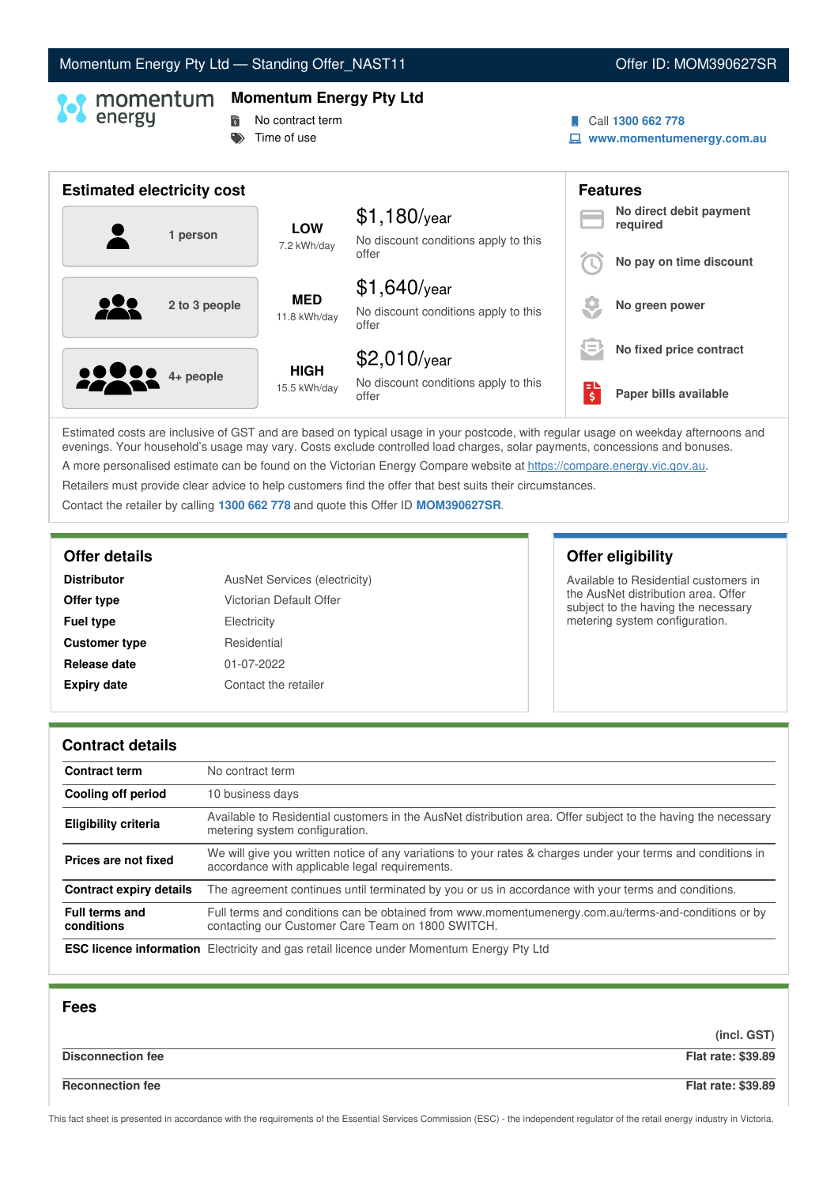Momentum Energy Pty Ltd — Standing Offer_NAST11 | Offer ID: MOM390627SR

# Momentum Energy Pty Ltd

- No contract term
- Time of use

Call **1300 662 778**
**www.momentumenergy.com.au**

## Estimated electricity cost

| Household | Usage | Cost |
|---|---|---|
| 1 person | **LOW** 7.2 kWh/day | $1,180/year — No discount conditions apply to this offer |
| 2 to 3 people | **MED** 11.8 kWh/day | $1,640/year — No discount conditions apply to this offer |
| 4+ people | **HIGH** 15.5 kWh/day | $2,010/year — No discount conditions apply to this offer |

## Features

- **No direct debit payment required**
- **No pay on time discount**
- **No green power**
- **No fixed price contract**
- **Paper bills available**

Estimated costs are inclusive of GST and are based on typical usage in your postcode, with regular usage on weekday afternoons and evenings. Your household's usage may vary. Costs exclude controlled load charges, solar payments, concessions and bonuses.

A more personalised estimate can be found on the Victorian Energy Compare website at https://compare.energy.vic.gov.au.

Retailers must provide clear advice to help customers find the offer that best suits their circumstances.

Contact the retailer by calling **1300 662 778** and quote this Offer ID **MOM390627SR**.

## Offer details

| | |
|---|---|
| **Distributor** | AusNet Services (electricity) |
| **Offer type** | Victorian Default Offer |
| **Fuel type** | Electricity |
| **Customer type** | Residential |
| **Release date** | 01-07-2022 |
| **Expiry date** | Contact the retailer |

## Offer eligibility

Available to Residential customers in the AusNet distribution area. Offer subject to the having the necessary metering system configuration.

## Contract details

| | |
|---|---|
| **Contract term** | No contract term |
| **Cooling off period** | 10 business days |
| **Eligibility criteria** | Available to Residential customers in the AusNet distribution area. Offer subject to the having the necessary metering system configuration. |
| **Prices are not fixed** | We will give you written notice of any variations to your rates & charges under your terms and conditions in accordance with applicable legal requirements. |
| **Contract expiry details** | The agreement continues until terminated by you or us in accordance with your terms and conditions. |
| **Full terms and conditions** | Full terms and conditions can be obtained from www.momentumenergy.com.au/terms-and-conditions or by contacting our Customer Care Team on 1800 SWITCH. |
| **ESC licence information** | Electricity and gas retail licence under Momentum Energy Pty Ltd |

## Fees

| | (incl. GST) |
|---|---|
| **Disconnection fee** | **Flat rate: $39.89** |
| **Reconnection fee** | **Flat rate: $39.89** |

This fact sheet is presented in accordance with the requirements of the Essential Services Commission (ESC) - the independent regulator of the retail energy industry in Victoria.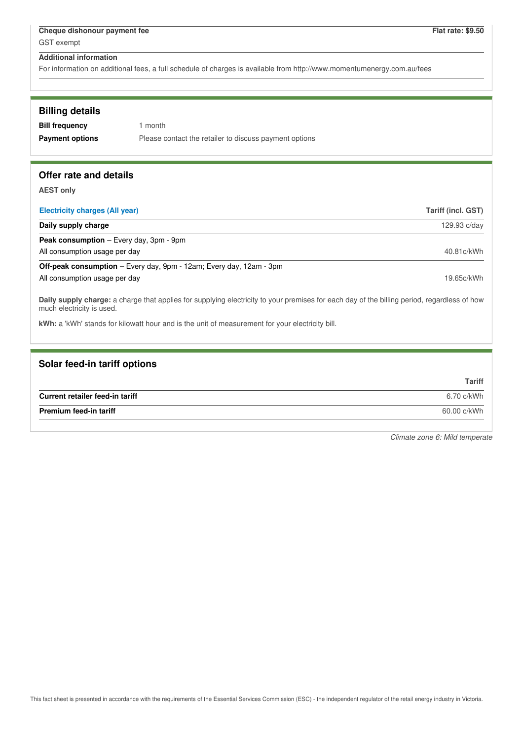| **Cheque dishonour payment fee** | **Flat rate: $9.50** |
| --- | --- |
| GST exempt | |

**Additional information**

For information on additional fees, a full schedule of charges is available from http://www.momentumenergy.com.au/fees

## Billing details

| | |
| --- | --- |
| **Bill frequency** | 1 month |
| **Payment options** | Please contact the retailer to discuss payment options |

## Offer rate and details

**AEST only**

| Electricity charges (All year) | Tariff (incl. GST) |
| --- | --- |
| **Daily supply charge** | 129.93 c/day |
| **Peak consumption** – Every day, 3pm - 9pm<br>All consumption usage per day | 40.81c/kWh |
| **Off-peak consumption** – Every day, 9pm - 12am; Every day, 12am - 3pm<br>All consumption usage per day | 19.65c/kWh |

**Daily supply charge:** a charge that applies for supplying electricity to your premises for each day of the billing period, regardless of how much electricity is used.

**kWh:** a 'kWh' stands for kilowatt hour and is the unit of measurement for your electricity bill.

## Solar feed-in tariff options

| | Tariff |
| --- | --- |
| **Current retailer feed-in tariff** | 6.70 c/kWh |
| **Premium feed-in tariff** | 60.00 c/kWh |

*Climate zone 6: Mild temperate*

This fact sheet is presented in accordance with the requirements of the Essential Services Commission (ESC) - the independent regulator of the retail energy industry in Victoria.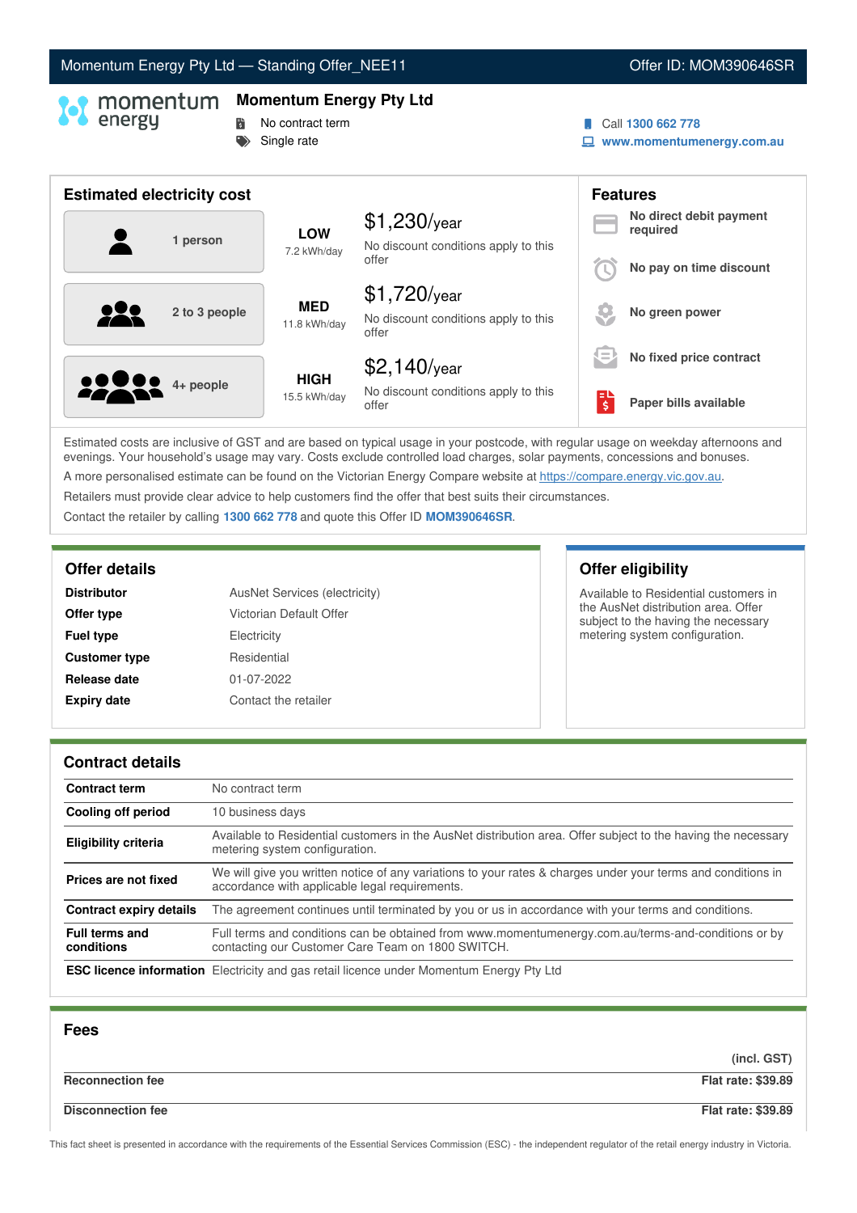Momentum Energy Pty Ltd — Standing Offer_NEE11 | Offer ID: MOM390646SR

# Momentum Energy Pty Ltd

- No contract term
- Single rate

Call **1300 662 778**
**www.momentumenergy.com.au**

## Estimated electricity cost

| Household | Usage | Cost |
|---|---|---|
| 1 person | **LOW** 7.2 kWh/day | $1,230/year — No discount conditions apply to this offer |
| 2 to 3 people | **MED** 11.8 kWh/day | $1,720/year — No discount conditions apply to this offer |
| 4+ people | **HIGH** 15.5 kWh/day | $2,140/year — No discount conditions apply to this offer |

## Features

- **No direct debit payment required**
- **No pay on time discount**
- **No green power**
- **No fixed price contract**
- **Paper bills available**

Estimated costs are inclusive of GST and are based on typical usage in your postcode, with regular usage on weekday afternoons and evenings. Your household's usage may vary. Costs exclude controlled load charges, solar payments, concessions and bonuses.

A more personalised estimate can be found on the Victorian Energy Compare website at https://compare.energy.vic.gov.au.

Retailers must provide clear advice to help customers find the offer that best suits their circumstances.

Contact the retailer by calling **1300 662 778** and quote this Offer ID **MOM390646SR**.

## Offer details

| | |
|---|---|
| **Distributor** | AusNet Services (electricity) |
| **Offer type** | Victorian Default Offer |
| **Fuel type** | Electricity |
| **Customer type** | Residential |
| **Release date** | 01-07-2022 |
| **Expiry date** | Contact the retailer |

## Offer eligibility

Available to Residential customers in the AusNet distribution area. Offer subject to the having the necessary metering system configuration.

## Contract details

| | |
|---|---|
| **Contract term** | No contract term |
| **Cooling off period** | 10 business days |
| **Eligibility criteria** | Available to Residential customers in the AusNet distribution area. Offer subject to the having the necessary metering system configuration. |
| **Prices are not fixed** | We will give you written notice of any variations to your rates & charges under your terms and conditions in accordance with applicable legal requirements. |
| **Contract expiry details** | The agreement continues until terminated by you or us in accordance with your terms and conditions. |
| **Full terms and conditions** | Full terms and conditions can be obtained from www.momentumenergy.com.au/terms-and-conditions or by contacting our Customer Care Team on 1800 SWITCH. |
| **ESC licence information** | Electricity and gas retail licence under Momentum Energy Pty Ltd |

## Fees

| | (incl. GST) |
|---|---|
| **Reconnection fee** | **Flat rate: $39.89** |
| **Disconnection fee** | **Flat rate: $39.89** |

This fact sheet is presented in accordance with the requirements of the Essential Services Commission (ESC) - the independent regulator of the retail energy industry in Victoria.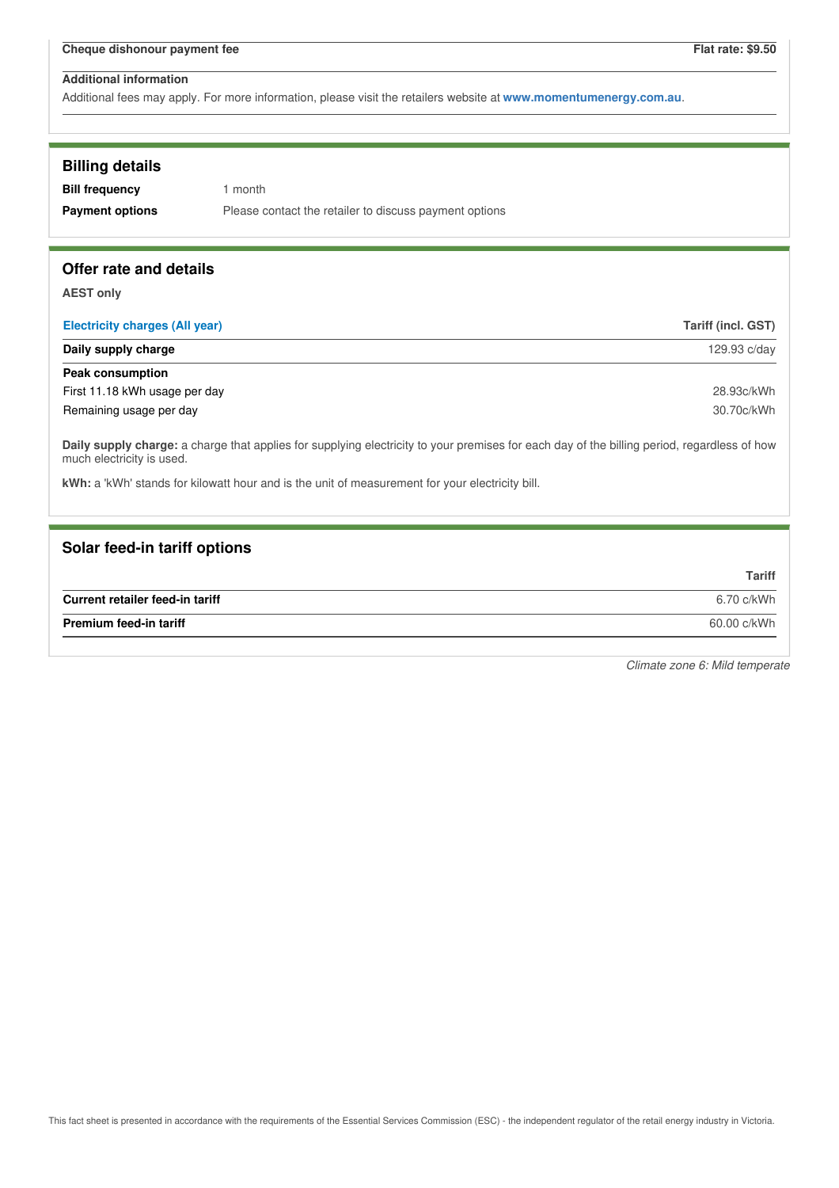| Cheque dishonour payment fee | Flat rate: $9.50 |
| --- | --- |

**Additional information**

Additional fees may apply. For more information, please visit the retailers website at **www.momentumenergy.com.au**.

## Billing details

| | |
| --- | --- |
| **Bill frequency** | 1 month |
| **Payment options** | Please contact the retailer to discuss payment options |

## Offer rate and details

**AEST only**

| Electricity charges (All year) | Tariff (incl. GST) |
| --- | --- |
| **Daily supply charge** | 129.93 c/day |
| **Peak consumption** | |
| First 11.18 kWh usage per day | 28.93c/kWh |
| Remaining usage per day | 30.70c/kWh |

**Daily supply charge:** a charge that applies for supplying electricity to your premises for each day of the billing period, regardless of how much electricity is used.

**kWh:** a 'kWh' stands for kilowatt hour and is the unit of measurement for your electricity bill.

## Solar feed-in tariff options

| | Tariff |
| --- | --- |
| **Current retailer feed-in tariff** | 6.70 c/kWh |
| **Premium feed-in tariff** | 60.00 c/kWh |

*Climate zone 6: Mild temperate*

This fact sheet is presented in accordance with the requirements of the Essential Services Commission (ESC) - the independent regulator of the retail energy industry in Victoria.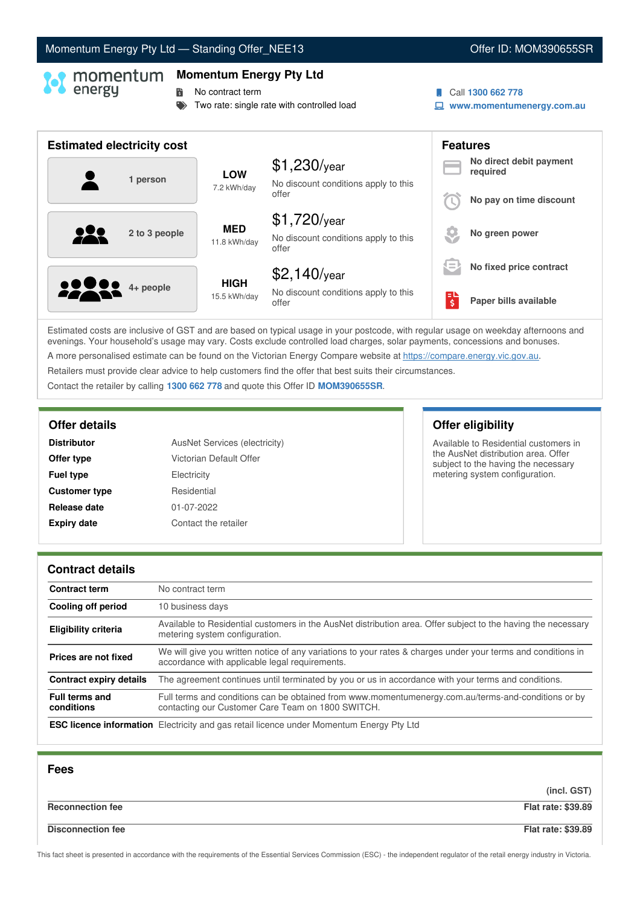Momentum Energy Pty Ltd — Standing Offer_NEE13 | Offer ID: MOM390655SR

## Momentum Energy Pty Ltd

- No contract term
- Two rate: single rate with controlled load

Call **1300 662 778**
**www.momentumenergy.com.au**

## Estimated electricity cost

| | | |
|---|---|---|
| 1 person | **LOW** 7.2 kWh/day | $1,230/year No discount conditions apply to this offer |
| 2 to 3 people | **MED** 11.8 kWh/day | $1,720/year No discount conditions apply to this offer |
| 4+ people | **HIGH** 15.5 kWh/day | $2,140/year No discount conditions apply to this offer |

## Features

- **No direct debit payment required**
- **No pay on time discount**
- **No green power**
- **No fixed price contract**
- **Paper bills available**

Estimated costs are inclusive of GST and are based on typical usage in your postcode, with regular usage on weekday afternoons and evenings. Your household's usage may vary. Costs exclude controlled load charges, solar payments, concessions and bonuses.

A more personalised estimate can be found on the Victorian Energy Compare website at https://compare.energy.vic.gov.au.

Retailers must provide clear advice to help customers find the offer that best suits their circumstances.

Contact the retailer by calling **1300 662 778** and quote this Offer ID **MOM390655SR**.

## Offer details

| | |
|---|---|
| **Distributor** | AusNet Services (electricity) |
| **Offer type** | Victorian Default Offer |
| **Fuel type** | Electricity |
| **Customer type** | Residential |
| **Release date** | 01-07-2022 |
| **Expiry date** | Contact the retailer |

## Offer eligibility

Available to Residential customers in the AusNet distribution area. Offer subject to the having the necessary metering system configuration.

## Contract details

| | |
|---|---|
| **Contract term** | No contract term |
| **Cooling off period** | 10 business days |
| **Eligibility criteria** | Available to Residential customers in the AusNet distribution area. Offer subject to the having the necessary metering system configuration. |
| **Prices are not fixed** | We will give you written notice of any variations to your rates & charges under your terms and conditions in accordance with applicable legal requirements. |
| **Contract expiry details** | The agreement continues until terminated by you or us in accordance with your terms and conditions. |
| **Full terms and conditions** | Full terms and conditions can be obtained from www.momentumenergy.com.au/terms-and-conditions or by contacting our Customer Care Team on 1800 SWITCH. |
| **ESC licence information** | Electricity and gas retail licence under Momentum Energy Pty Ltd |

## Fees

| | (incl. GST) |
|---|---|
| **Reconnection fee** | **Flat rate: $39.89** |
| **Disconnection fee** | **Flat rate: $39.89** |

This fact sheet is presented in accordance with the requirements of the Essential Services Commission (ESC) - the independent regulator of the retail energy industry in Victoria.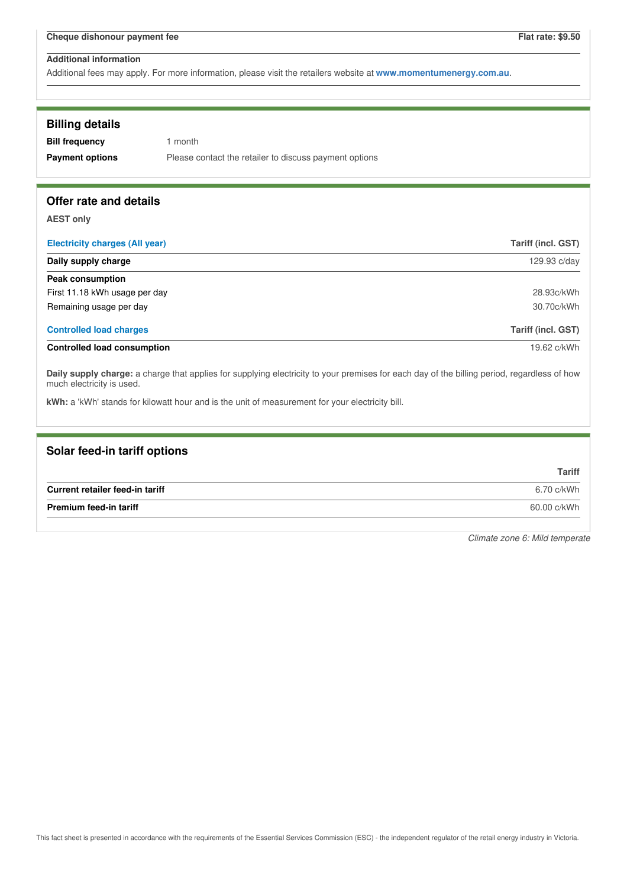| Cheque dishonour payment fee | Flat rate: $9.50 |
|---|---|

**Additional information**

Additional fees may apply. For more information, please visit the retailers website at **www.momentumenergy.com.au**.

## Billing details

| | |
|---|---|
| **Bill frequency** | 1 month |
| **Payment options** | Please contact the retailer to discuss payment options |

## Offer rate and details

**AEST only**

| Electricity charges (All year) | Tariff (incl. GST) |
|---|---|
| **Daily supply charge** | 129.93 c/day |
| **Peak consumption** | |
| First 11.18 kWh usage per day | 28.93c/kWh |
| Remaining usage per day | 30.70c/kWh |

| Controlled load charges | Tariff (incl. GST) |
|---|---|
| **Controlled load consumption** | 19.62 c/kWh |

**Daily supply charge:** a charge that applies for supplying electricity to your premises for each day of the billing period, regardless of how much electricity is used.

**kWh:** a 'kWh' stands for kilowatt hour and is the unit of measurement for your electricity bill.

## Solar feed-in tariff options

| | Tariff |
|---|---|
| **Current retailer feed-in tariff** | 6.70 c/kWh |
| **Premium feed-in tariff** | 60.00 c/kWh |

*Climate zone 6: Mild temperate*

This fact sheet is presented in accordance with the requirements of the Essential Services Commission (ESC) - the independent regulator of the retail energy industry in Victoria.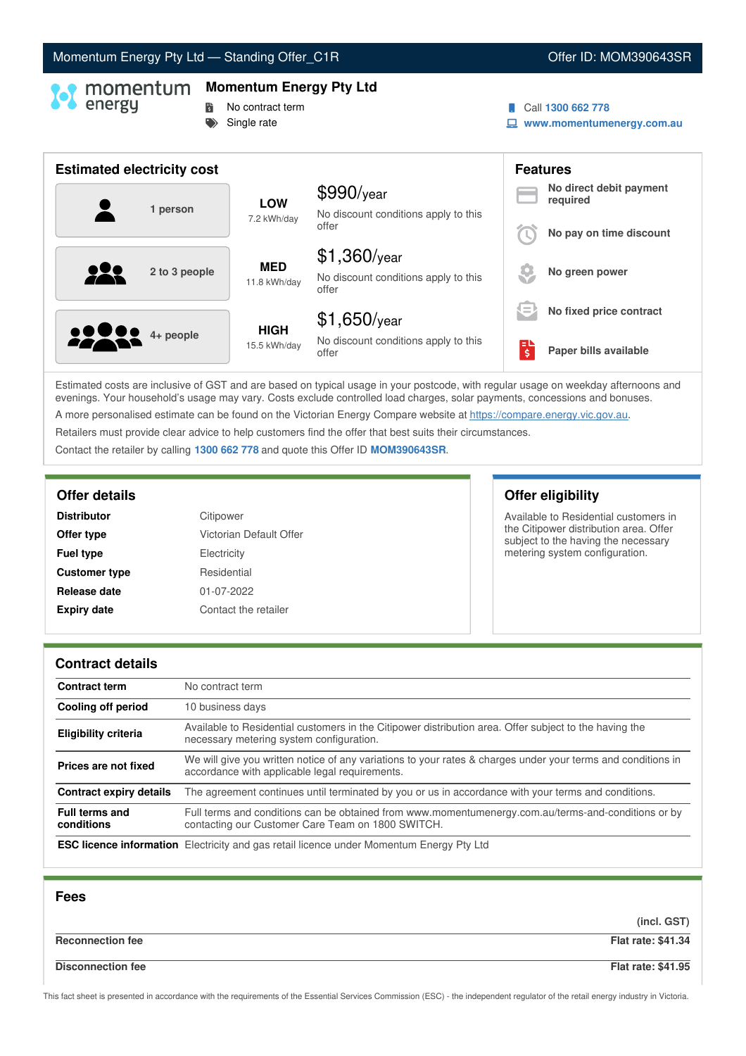Momentum Energy Pty Ltd — Standing Offer_C1R | Offer ID: MOM390643SR

# Momentum Energy Pty Ltd

- No contract term
- Single rate

Call **1300 662 778**
**www.momentumenergy.com.au**

## Estimated electricity cost

| Household | Usage | Cost |
|---|---|---|
| 1 person | **LOW** 7.2 kWh/day | $990/year — No discount conditions apply to this offer |
| 2 to 3 people | **MED** 11.8 kWh/day | $1,360/year — No discount conditions apply to this offer |
| 4+ people | **HIGH** 15.5 kWh/day | $1,650/year — No discount conditions apply to this offer |

## Features

- **No direct debit payment required**
- **No pay on time discount**
- **No green power**
- **No fixed price contract**
- **Paper bills available**

Estimated costs are inclusive of GST and are based on typical usage in your postcode, with regular usage on weekday afternoons and evenings. Your household's usage may vary. Costs exclude controlled load charges, solar payments, concessions and bonuses.

A more personalised estimate can be found on the Victorian Energy Compare website at https://compare.energy.vic.gov.au.

Retailers must provide clear advice to help customers find the offer that best suits their circumstances.

Contact the retailer by calling **1300 662 778** and quote this Offer ID **MOM390643SR**.

## Offer details

| | |
|---|---|
| **Distributor** | Citipower |
| **Offer type** | Victorian Default Offer |
| **Fuel type** | Electricity |
| **Customer type** | Residential |
| **Release date** | 01-07-2022 |
| **Expiry date** | Contact the retailer |

## Offer eligibility

Available to Residential customers in the Citipower distribution area. Offer subject to the having the necessary metering system configuration.

## Contract details

| | |
|---|---|
| **Contract term** | No contract term |
| **Cooling off period** | 10 business days |
| **Eligibility criteria** | Available to Residential customers in the Citipower distribution area. Offer subject to the having the necessary metering system configuration. |
| **Prices are not fixed** | We will give you written notice of any variations to your rates & charges under your terms and conditions in accordance with applicable legal requirements. |
| **Contract expiry details** | The agreement continues until terminated by you or us in accordance with your terms and conditions. |
| **Full terms and conditions** | Full terms and conditions can be obtained from www.momentumenergy.com.au/terms-and-conditions or by contacting our Customer Care Team on 1800 SWITCH. |
| **ESC licence information** | Electricity and gas retail licence under Momentum Energy Pty Ltd |

## Fees

| | **(incl. GST)** |
|---|---|
| **Reconnection fee** | **Flat rate: $41.34** |
| **Disconnection fee** | **Flat rate: $41.95** |

This fact sheet is presented in accordance with the requirements of the Essential Services Commission (ESC) - the independent regulator of the retail energy industry in Victoria.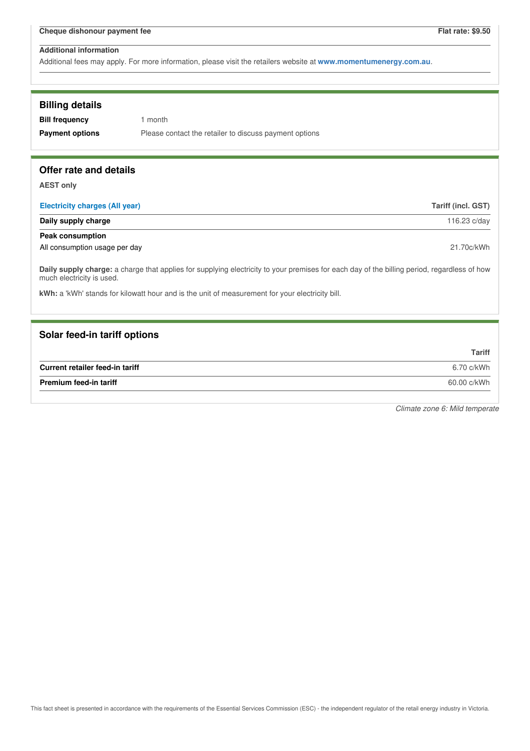| Cheque dishonour payment fee | Flat rate: $9.50 |
|---|---|

**Additional information**

Additional fees may apply. For more information, please visit the retailers website at **www.momentumenergy.com.au**.

## Billing details

| | |
|---|---|
| **Bill frequency** | 1 month |
| **Payment options** | Please contact the retailer to discuss payment options |

## Offer rate and details

**AEST only**

| Electricity charges (All year) | Tariff (incl. GST) |
|---|---|
| **Daily supply charge** | 116.23 c/day |
| **Peak consumption** | |
| All consumption usage per day | 21.70c/kWh |

**Daily supply charge:** a charge that applies for supplying electricity to your premises for each day of the billing period, regardless of how much electricity is used.

**kWh:** a 'kWh' stands for kilowatt hour and is the unit of measurement for your electricity bill.

## Solar feed-in tariff options

| | Tariff |
|---|---|
| **Current retailer feed-in tariff** | 6.70 c/kWh |
| **Premium feed-in tariff** | 60.00 c/kWh |

*Climate zone 6: Mild temperate*

This fact sheet is presented in accordance with the requirements of the Essential Services Commission (ESC) - the independent regulator of the retail energy industry in Victoria.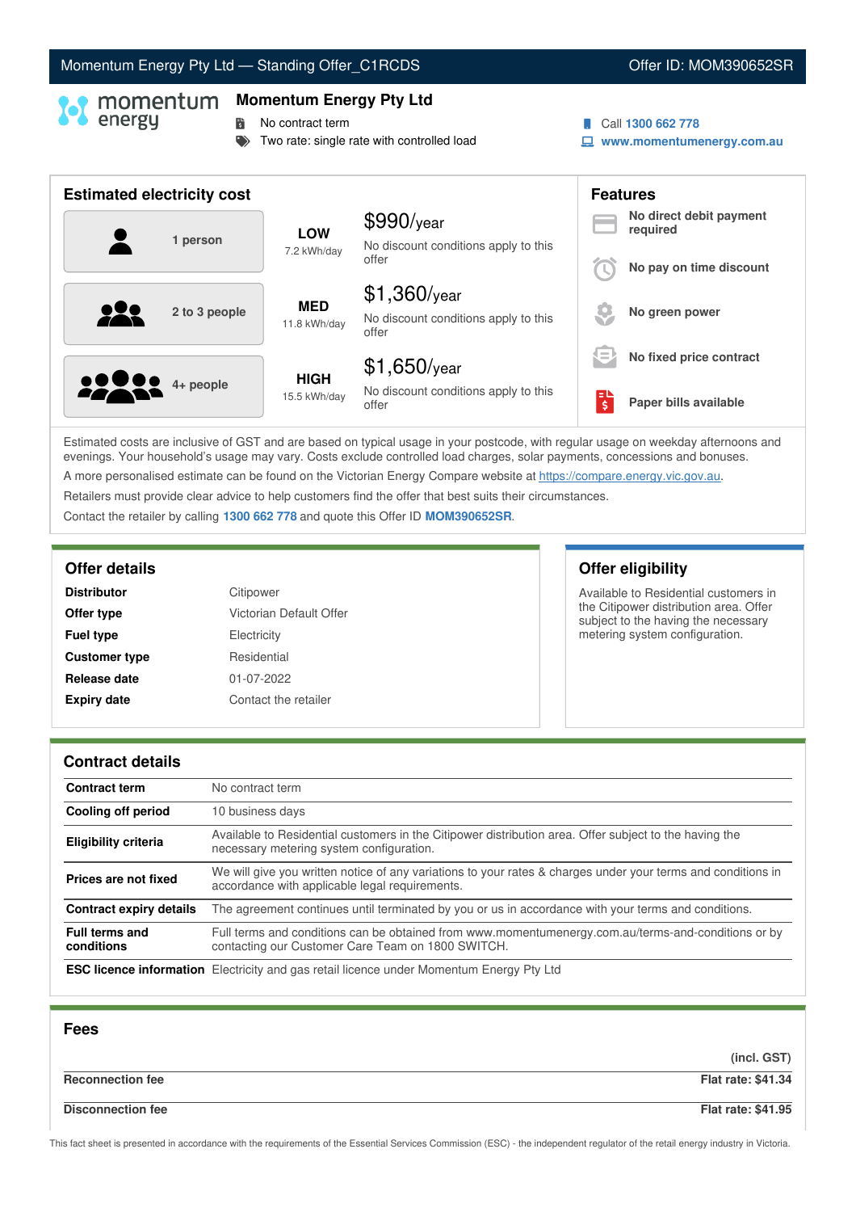Momentum Energy Pty Ltd — Standing Offer_C1RCDS | Offer ID: MOM390652SR

## Momentum Energy Pty Ltd

- No contract term
- Two rate: single rate with controlled load

Call **1300 662 778**
**www.momentumenergy.com.au**

## Estimated electricity cost

| Household | Usage | Cost |
|---|---|---|
| 1 person | **LOW** 7.2 kWh/day | $990/year — No discount conditions apply to this offer |
| 2 to 3 people | **MED** 11.8 kWh/day | $1,360/year — No discount conditions apply to this offer |
| 4+ people | **HIGH** 15.5 kWh/day | $1,650/year — No discount conditions apply to this offer |

## Features

- **No direct debit payment required**
- **No pay on time discount**
- **No green power**
- **No fixed price contract**
- **Paper bills available**

Estimated costs are inclusive of GST and are based on typical usage in your postcode, with regular usage on weekday afternoons and evenings. Your household's usage may vary. Costs exclude controlled load charges, solar payments, concessions and bonuses.

A more personalised estimate can be found on the Victorian Energy Compare website at https://compare.energy.vic.gov.au.

Retailers must provide clear advice to help customers find the offer that best suits their circumstances.

Contact the retailer by calling **1300 662 778** and quote this Offer ID **MOM390652SR**.

## Offer details

| | |
|---|---|
| **Distributor** | Citipower |
| **Offer type** | Victorian Default Offer |
| **Fuel type** | Electricity |
| **Customer type** | Residential |
| **Release date** | 01-07-2022 |
| **Expiry date** | Contact the retailer |

## Offer eligibility

Available to Residential customers in the Citipower distribution area. Offer subject to the having the necessary metering system configuration.

## Contract details

| | |
|---|---|
| **Contract term** | No contract term |
| **Cooling off period** | 10 business days |
| **Eligibility criteria** | Available to Residential customers in the Citipower distribution area. Offer subject to the having the necessary metering system configuration. |
| **Prices are not fixed** | We will give you written notice of any variations to your rates & charges under your terms and conditions in accordance with applicable legal requirements. |
| **Contract expiry details** | The agreement continues until terminated by you or us in accordance with your terms and conditions. |
| **Full terms and conditions** | Full terms and conditions can be obtained from www.momentumenergy.com.au/terms-and-conditions or by contacting our Customer Care Team on 1800 SWITCH. |
| **ESC licence information** | Electricity and gas retail licence under Momentum Energy Pty Ltd |

## Fees

| | (incl. GST) |
|---|---|
| **Reconnection fee** | **Flat rate: $41.34** |
| **Disconnection fee** | **Flat rate: $41.95** |

This fact sheet is presented in accordance with the requirements of the Essential Services Commission (ESC) - the independent regulator of the retail energy industry in Victoria.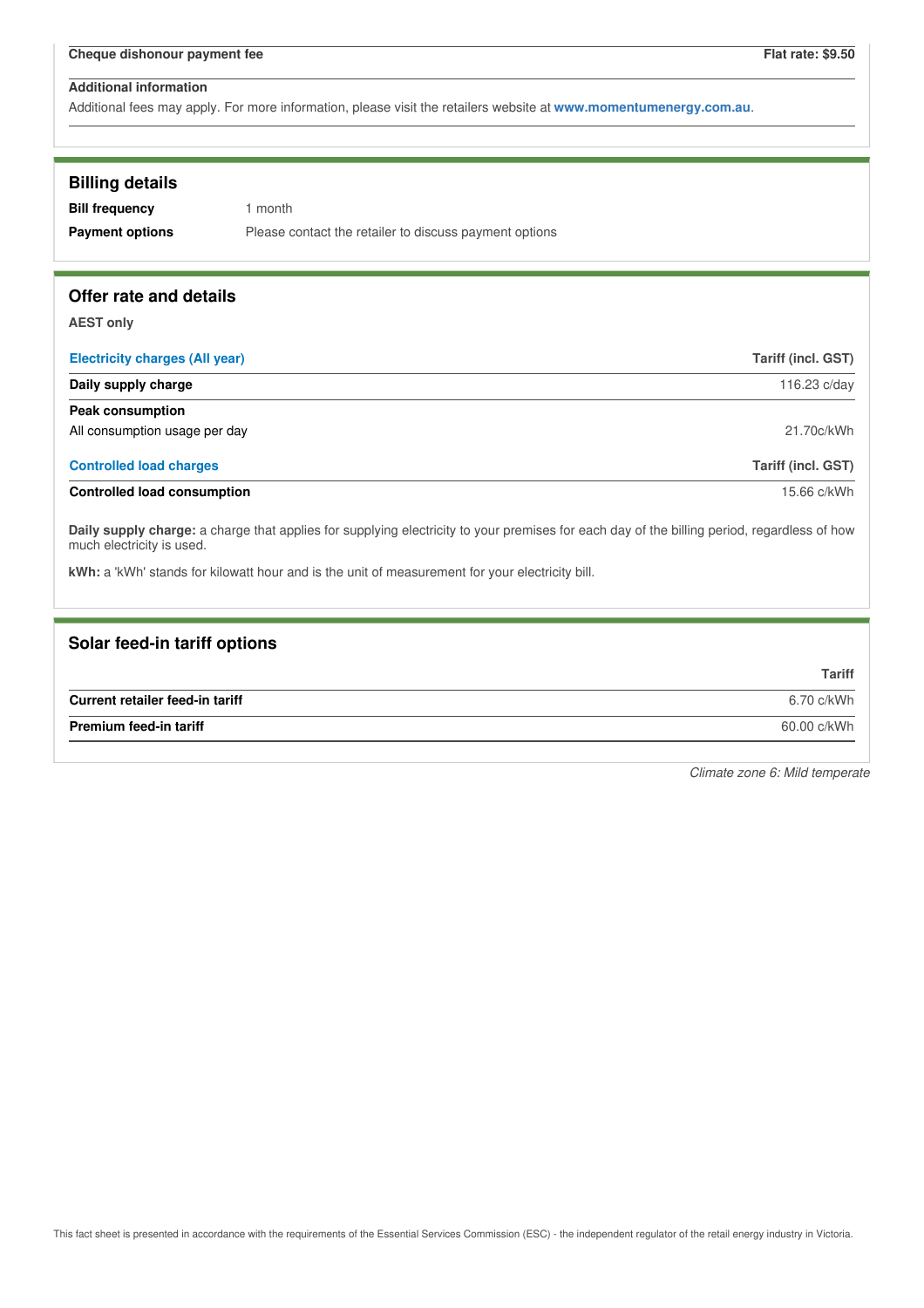| Cheque dishonour payment fee | Flat rate: $9.50 |
|---|---|

**Additional information**

Additional fees may apply. For more information, please visit the retailers website at **www.momentumenergy.com.au**.

## Billing details

| | |
|---|---|
| **Bill frequency** | 1 month |
| **Payment options** | Please contact the retailer to discuss payment options |

## Offer rate and details

**AEST only**

| Electricity charges (All year) | Tariff (incl. GST) |
|---|---|
| **Daily supply charge** | 116.23 c/day |
| **Peak consumption** | |
| All consumption usage per day | 21.70c/kWh |

| Controlled load charges | Tariff (incl. GST) |
|---|---|
| **Controlled load consumption** | 15.66 c/kWh |

**Daily supply charge:** a charge that applies for supplying electricity to your premises for each day of the billing period, regardless of how much electricity is used.

**kWh:** a 'kWh' stands for kilowatt hour and is the unit of measurement for your electricity bill.

## Solar feed-in tariff options

| | Tariff |
|---|---|
| **Current retailer feed-in tariff** | 6.70 c/kWh |
| **Premium feed-in tariff** | 60.00 c/kWh |

*Climate zone 6: Mild temperate*

This fact sheet is presented in accordance with the requirements of the Essential Services Commission (ESC) - the independent regulator of the retail energy industry in Victoria.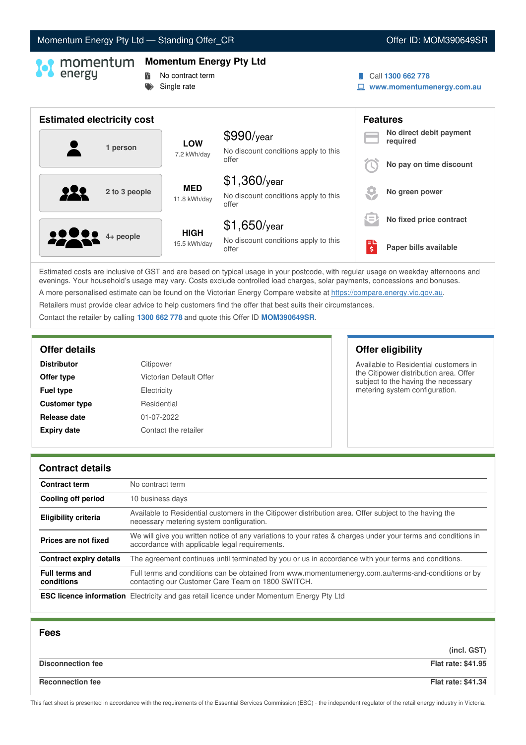# Momentum Energy Pty Ltd — Standing Offer_CR

Offer ID: MOM390649SR

## Momentum Energy Pty Ltd

- No contract term
- Single rate

Call **1300 662 778**
**www.momentumenergy.com.au**

## Estimated electricity cost

| Household | Usage | Cost |
|---|---|---|
| 1 person | **LOW** 7.2 kWh/day | $990/year — No discount conditions apply to this offer |
| 2 to 3 people | **MED** 11.8 kWh/day | $1,360/year — No discount conditions apply to this offer |
| 4+ people | **HIGH** 15.5 kWh/day | $1,650/year — No discount conditions apply to this offer |

## Features

- **No direct debit payment required**
- **No pay on time discount**
- **No green power**
- **No fixed price contract**
- **Paper bills available**

Estimated costs are inclusive of GST and are based on typical usage in your postcode, with regular usage on weekday afternoons and evenings. Your household's usage may vary. Costs exclude controlled load charges, solar payments, concessions and bonuses.

A more personalised estimate can be found on the Victorian Energy Compare website at https://compare.energy.vic.gov.au.

Retailers must provide clear advice to help customers find the offer that best suits their circumstances.

Contact the retailer by calling **1300 662 778** and quote this Offer ID **MOM390649SR**.

## Offer details

| | |
|---|---|
| **Distributor** | Citipower |
| **Offer type** | Victorian Default Offer |
| **Fuel type** | Electricity |
| **Customer type** | Residential |
| **Release date** | 01-07-2022 |
| **Expiry date** | Contact the retailer |

## Offer eligibility

Available to Residential customers in the Citipower distribution area. Offer subject to the having the necessary metering system configuration.

## Contract details

| | |
|---|---|
| **Contract term** | No contract term |
| **Cooling off period** | 10 business days |
| **Eligibility criteria** | Available to Residential customers in the Citipower distribution area. Offer subject to the having the necessary metering system configuration. |
| **Prices are not fixed** | We will give you written notice of any variations to your rates & charges under your terms and conditions in accordance with applicable legal requirements. |
| **Contract expiry details** | The agreement continues until terminated by you or us in accordance with your terms and conditions. |
| **Full terms and conditions** | Full terms and conditions can be obtained from www.momentumenergy.com.au/terms-and-conditions or by contacting our Customer Care Team on 1800 SWITCH. |
| **ESC licence information** | Electricity and gas retail licence under Momentum Energy Pty Ltd |

## Fees

| | (incl. GST) |
|---|---|
| **Disconnection fee** | **Flat rate: $41.95** |
| **Reconnection fee** | **Flat rate: $41.34** |

This fact sheet is presented in accordance with the requirements of the Essential Services Commission (ESC) - the independent regulator of the retail energy industry in Victoria.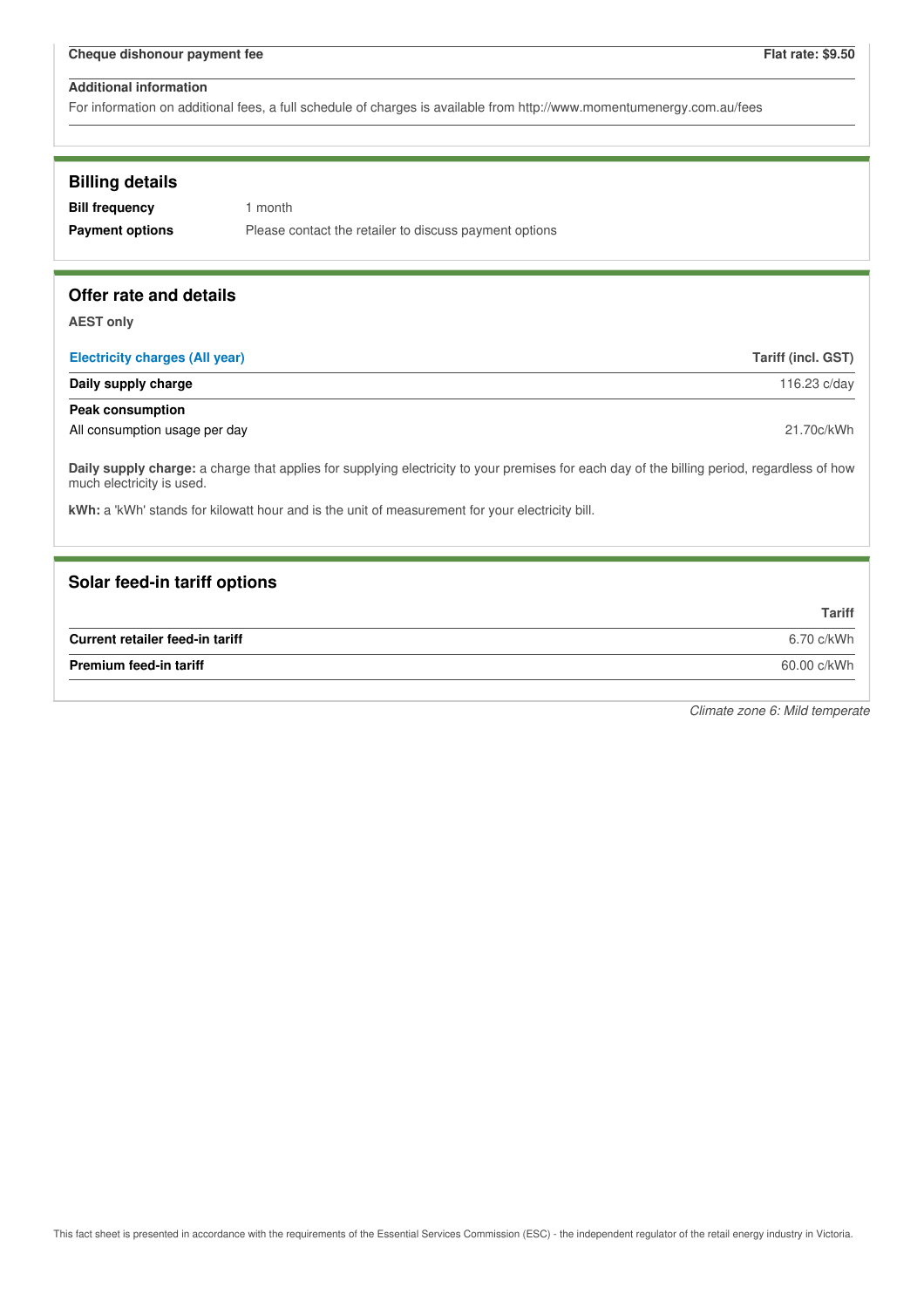| Cheque dishonour payment fee | Flat rate: $9.50 |
|---|---|

**Additional information**

For information on additional fees, a full schedule of charges is available from http://www.momentumenergy.com.au/fees

## Billing details

| | |
|---|---|
| **Bill frequency** | 1 month |
| **Payment options** | Please contact the retailer to discuss payment options |

## Offer rate and details

**AEST only**

| Electricity charges (All year) | Tariff (incl. GST) |
|---|---|
| **Daily supply charge** | 116.23 c/day |
| **Peak consumption** | |
| All consumption usage per day | 21.70c/kWh |

**Daily supply charge:** a charge that applies for supplying electricity to your premises for each day of the billing period, regardless of how much electricity is used.

**kWh:** a 'kWh' stands for kilowatt hour and is the unit of measurement for your electricity bill.

## Solar feed-in tariff options

| | Tariff |
|---|---|
| **Current retailer feed-in tariff** | 6.70 c/kWh |
| **Premium feed-in tariff** | 60.00 c/kWh |

*Climate zone 6: Mild temperate*

This fact sheet is presented in accordance with the requirements of the Essential Services Commission (ESC) - the independent regulator of the retail energy industry in Victoria.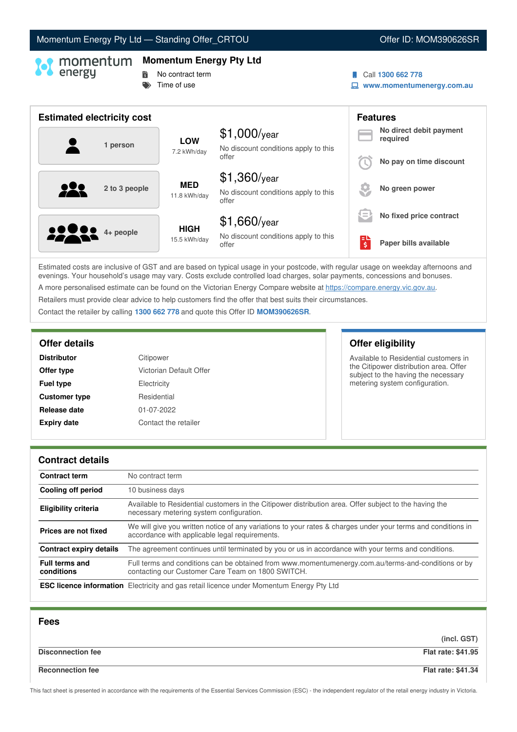Momentum Energy Pty Ltd — Standing Offer_CRTOU | Offer ID: MOM390626SR

## Momentum Energy Pty Ltd

- No contract term
- Time of use

Call **1300 662 778**
**www.momentumenergy.com.au**

## Estimated electricity cost

| Household | Usage | Cost |
|---|---|---|
| 1 person | **LOW** 7.2 kWh/day | $1,000/year — No discount conditions apply to this offer |
| 2 to 3 people | **MED** 11.8 kWh/day | $1,360/year — No discount conditions apply to this offer |
| 4+ people | **HIGH** 15.5 kWh/day | $1,660/year — No discount conditions apply to this offer |

## Features

- **No direct debit payment required**
- **No pay on time discount**
- **No green power**
- **No fixed price contract**
- **Paper bills available**

Estimated costs are inclusive of GST and are based on typical usage in your postcode, with regular usage on weekday afternoons and evenings. Your household's usage may vary. Costs exclude controlled load charges, solar payments, concessions and bonuses.

A more personalised estimate can be found on the Victorian Energy Compare website at https://compare.energy.vic.gov.au.

Retailers must provide clear advice to help customers find the offer that best suits their circumstances.

Contact the retailer by calling **1300 662 778** and quote this Offer ID **MOM390626SR**.

## Offer details

| | |
|---|---|
| **Distributor** | Citipower |
| **Offer type** | Victorian Default Offer |
| **Fuel type** | Electricity |
| **Customer type** | Residential |
| **Release date** | 01-07-2022 |
| **Expiry date** | Contact the retailer |

## Offer eligibility

Available to Residential customers in the Citipower distribution area. Offer subject to the having the necessary metering system configuration.

## Contract details

| | |
|---|---|
| **Contract term** | No contract term |
| **Cooling off period** | 10 business days |
| **Eligibility criteria** | Available to Residential customers in the Citipower distribution area. Offer subject to the having the necessary metering system configuration. |
| **Prices are not fixed** | We will give you written notice of any variations to your rates & charges under your terms and conditions in accordance with applicable legal requirements. |
| **Contract expiry details** | The agreement continues until terminated by you or us in accordance with your terms and conditions. |
| **Full terms and conditions** | Full terms and conditions can be obtained from www.momentumenergy.com.au/terms-and-conditions or by contacting our Customer Care Team on 1800 SWITCH. |
| **ESC licence information** | Electricity and gas retail licence under Momentum Energy Pty Ltd |

## Fees

| | (incl. GST) |
|---|---|
| **Disconnection fee** | **Flat rate: $41.95** |
| **Reconnection fee** | **Flat rate: $41.34** |

This fact sheet is presented in accordance with the requirements of the Essential Services Commission (ESC) - the independent regulator of the retail energy industry in Victoria.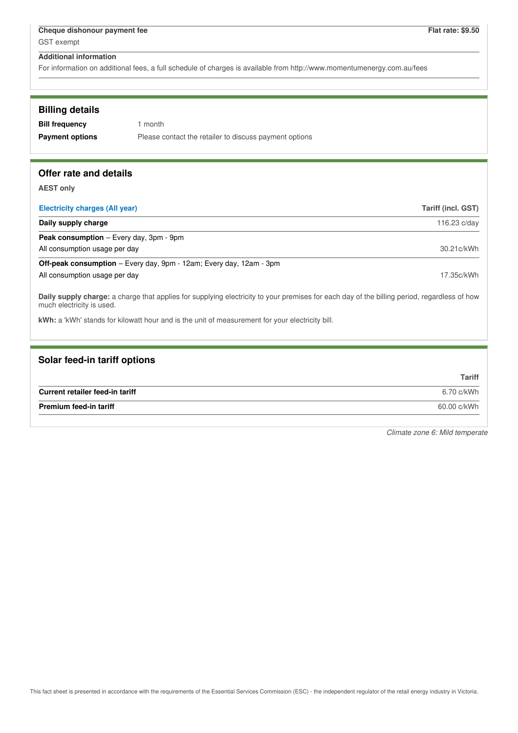| Cheque dishonour payment fee | Flat rate: $9.50 |
| --- | --- |
| GST exempt | |

**Additional information**

For information on additional fees, a full schedule of charges is available from http://www.momentumenergy.com.au/fees

## Billing details

| | |
| --- | --- |
| **Bill frequency** | 1 month |
| **Payment options** | Please contact the retailer to discuss payment options |

## Offer rate and details

**AEST only**

| Electricity charges (All year) | Tariff (incl. GST) |
| --- | --- |
| **Daily supply charge** | 116.23 c/day |
| **Peak consumption** – Every day, 3pm - 9pm | |
| All consumption usage per day | 30.21c/kWh |
| **Off-peak consumption** – Every day, 9pm - 12am; Every day, 12am - 3pm | |
| All consumption usage per day | 17.35c/kWh |

**Daily supply charge:** a charge that applies for supplying electricity to your premises for each day of the billing period, regardless of how much electricity is used.

**kWh:** a 'kWh' stands for kilowatt hour and is the unit of measurement for your electricity bill.

## Solar feed-in tariff options

| | Tariff |
| --- | --- |
| **Current retailer feed-in tariff** | 6.70 c/kWh |
| **Premium feed-in tariff** | 60.00 c/kWh |

*Climate zone 6: Mild temperate*

This fact sheet is presented in accordance with the requirements of the Essential Services Commission (ESC) - the independent regulator of the retail energy industry in Victoria.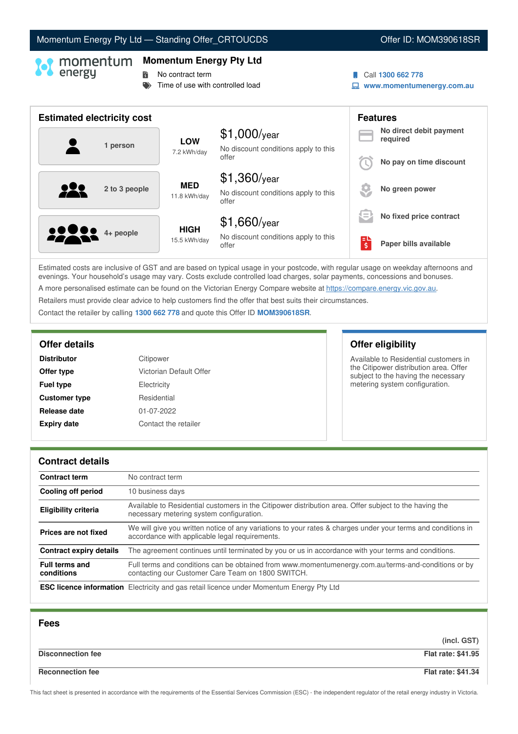Momentum Energy Pty Ltd — Standing Offer_CRTOUCDS | Offer ID: MOM390618SR

# Momentum Energy Pty Ltd

- No contract term
- Time of use with controlled load

Call **1300 662 778**
**www.momentumenergy.com.au**

## Estimated electricity cost

| Household | Usage | Cost |
|---|---|---|
| 1 person | **LOW** 7.2 kWh/day | $1,000/year — No discount conditions apply to this offer |
| 2 to 3 people | **MED** 11.8 kWh/day | $1,360/year — No discount conditions apply to this offer |
| 4+ people | **HIGH** 15.5 kWh/day | $1,660/year — No discount conditions apply to this offer |

## Features

- **No direct debit payment required**
- **No pay on time discount**
- **No green power**
- **No fixed price contract**
- **Paper bills available**

Estimated costs are inclusive of GST and are based on typical usage in your postcode, with regular usage on weekday afternoons and evenings. Your household's usage may vary. Costs exclude controlled load charges, solar payments, concessions and bonuses.

A more personalised estimate can be found on the Victorian Energy Compare website at https://compare.energy.vic.gov.au.

Retailers must provide clear advice to help customers find the offer that best suits their circumstances.

Contact the retailer by calling **1300 662 778** and quote this Offer ID **MOM390618SR**.

## Offer details

| | |
|---|---|
| **Distributor** | Citipower |
| **Offer type** | Victorian Default Offer |
| **Fuel type** | Electricity |
| **Customer type** | Residential |
| **Release date** | 01-07-2022 |
| **Expiry date** | Contact the retailer |

## Offer eligibility

Available to Residential customers in the Citipower distribution area. Offer subject to the having the necessary metering system configuration.

## Contract details

| | |
|---|---|
| **Contract term** | No contract term |
| **Cooling off period** | 10 business days |
| **Eligibility criteria** | Available to Residential customers in the Citipower distribution area. Offer subject to the having the necessary metering system configuration. |
| **Prices are not fixed** | We will give you written notice of any variations to your rates & charges under your terms and conditions in accordance with applicable legal requirements. |
| **Contract expiry details** | The agreement continues until terminated by you or us in accordance with your terms and conditions. |
| **Full terms and conditions** | Full terms and conditions can be obtained from www.momentumenergy.com.au/terms-and-conditions or by contacting our Customer Care Team on 1800 SWITCH. |
| **ESC licence information** | Electricity and gas retail licence under Momentum Energy Pty Ltd |

## Fees

| | **(incl. GST)** |
|---|---|
| **Disconnection fee** | **Flat rate: $41.95** |
| **Reconnection fee** | **Flat rate: $41.34** |

This fact sheet is presented in accordance with the requirements of the Essential Services Commission (ESC) - the independent regulator of the retail energy industry in Victoria.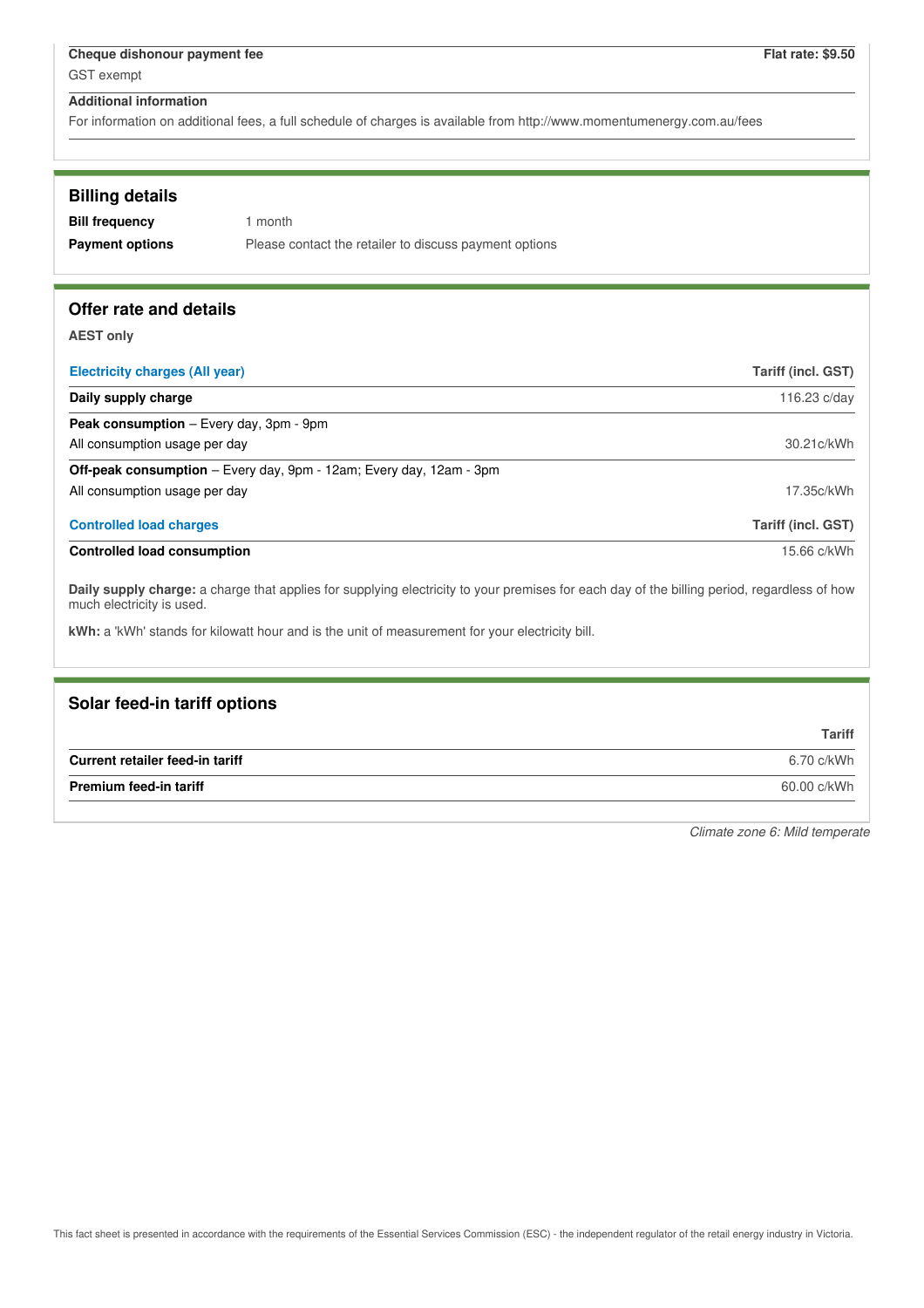| **Cheque dishonour payment fee** | **Flat rate: $9.50** |
| --- | --- |
| GST exempt | |

**Additional information**

For information on additional fees, a full schedule of charges is available from http://www.momentumenergy.com.au/fees

## Billing details

| | |
| --- | --- |
| **Bill frequency** | 1 month |
| **Payment options** | Please contact the retailer to discuss payment options |

## Offer rate and details

**AEST only**

| Electricity charges (All year) | Tariff (incl. GST) |
| --- | --- |
| **Daily supply charge** | 116.23 c/day |
| **Peak consumption** – Every day, 3pm - 9pm | |
| All consumption usage per day | 30.21c/kWh |
| **Off-peak consumption** – Every day, 9pm - 12am; Every day, 12am - 3pm | |
| All consumption usage per day | 17.35c/kWh |

| Controlled load charges | Tariff (incl. GST) |
| --- | --- |
| **Controlled load consumption** | 15.66 c/kWh |

**Daily supply charge:** a charge that applies for supplying electricity to your premises for each day of the billing period, regardless of how much electricity is used.

**kWh:** a 'kWh' stands for kilowatt hour and is the unit of measurement for your electricity bill.

## Solar feed-in tariff options

| | Tariff |
| --- | --- |
| **Current retailer feed-in tariff** | 6.70 c/kWh |
| **Premium feed-in tariff** | 60.00 c/kWh |

*Climate zone 6: Mild temperate*

This fact sheet is presented in accordance with the requirements of the Essential Services Commission (ESC) - the independent regulator of the retail energy industry in Victoria.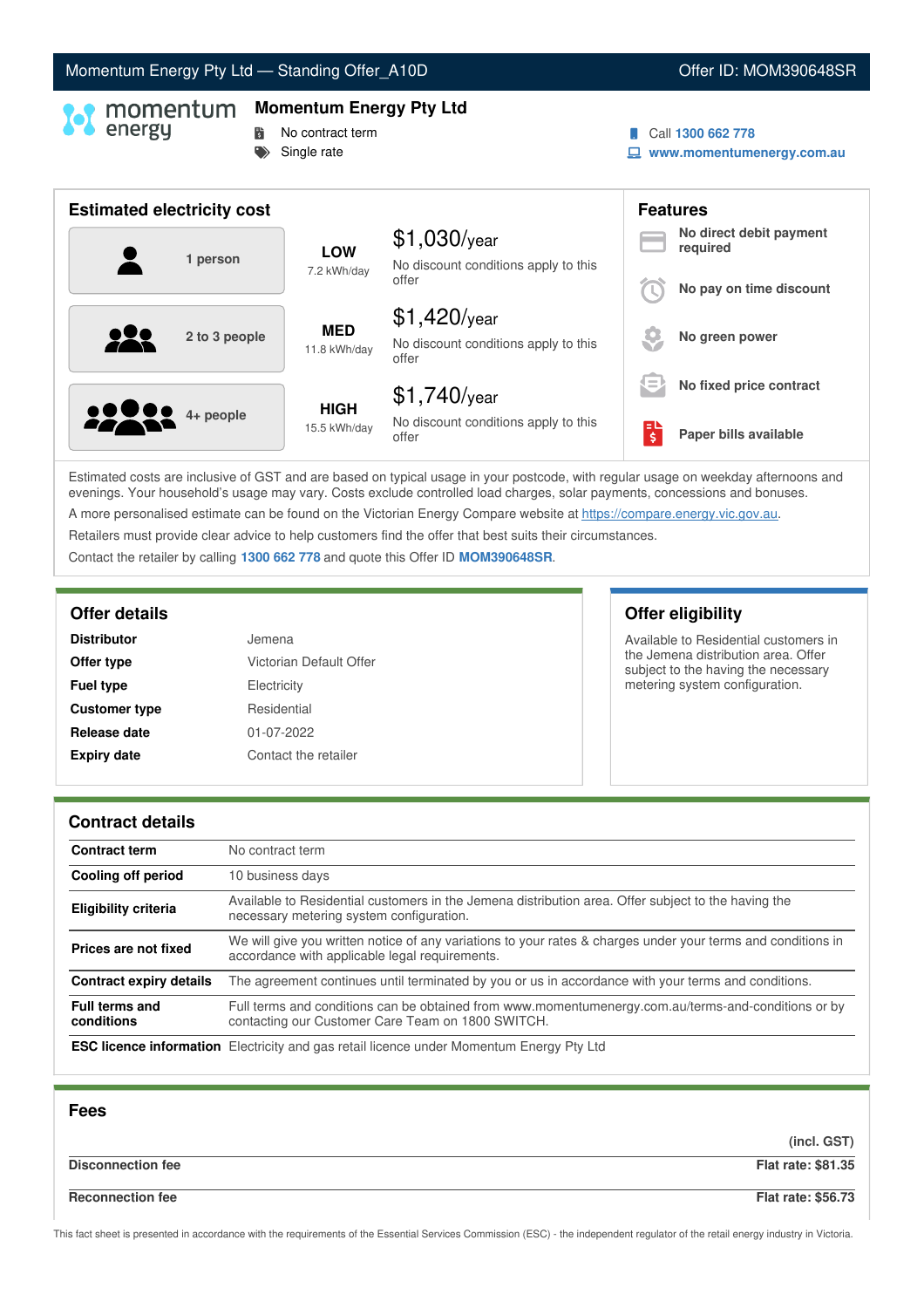# Momentum Energy Pty Ltd — Standing Offer_A10D

Offer ID: MOM390648SR

## Momentum Energy Pty Ltd

- No contract term
- Single rate

Call **1300 662 778**
**www.momentumenergy.com.au**

## Estimated electricity cost

| Household | Usage | Cost |
|---|---|---|
| 1 person | **LOW** 7.2 kWh/day | $1,030/year — No discount conditions apply to this offer |
| 2 to 3 people | **MED** 11.8 kWh/day | $1,420/year — No discount conditions apply to this offer |
| 4+ people | **HIGH** 15.5 kWh/day | $1,740/year — No discount conditions apply to this offer |

## Features

- **No direct debit payment required**
- **No pay on time discount**
- **No green power**
- **No fixed price contract**
- **Paper bills available**

Estimated costs are inclusive of GST and are based on typical usage in your postcode, with regular usage on weekday afternoons and evenings. Your household's usage may vary. Costs exclude controlled load charges, solar payments, concessions and bonuses.

A more personalised estimate can be found on the Victorian Energy Compare website at https://compare.energy.vic.gov.au.

Retailers must provide clear advice to help customers find the offer that best suits their circumstances.

Contact the retailer by calling **1300 662 778** and quote this Offer ID **MOM390648SR**.

## Offer details

| | |
|---|---|
| **Distributor** | Jemena |
| **Offer type** | Victorian Default Offer |
| **Fuel type** | Electricity |
| **Customer type** | Residential |
| **Release date** | 01-07-2022 |
| **Expiry date** | Contact the retailer |

## Offer eligibility

Available to Residential customers in the Jemena distribution area. Offer subject to the having the necessary metering system configuration.

## Contract details

| | |
|---|---|
| **Contract term** | No contract term |
| **Cooling off period** | 10 business days |
| **Eligibility criteria** | Available to Residential customers in the Jemena distribution area. Offer subject to the having the necessary metering system configuration. |
| **Prices are not fixed** | We will give you written notice of any variations to your rates & charges under your terms and conditions in accordance with applicable legal requirements. |
| **Contract expiry details** | The agreement continues until terminated by you or us in accordance with your terms and conditions. |
| **Full terms and conditions** | Full terms and conditions can be obtained from www.momentumenergy.com.au/terms-and-conditions or by contacting our Customer Care Team on 1800 SWITCH. |
| **ESC licence information** | Electricity and gas retail licence under Momentum Energy Pty Ltd |

## Fees

| | (incl. GST) |
|---|---|
| **Disconnection fee** | **Flat rate: $81.35** |
| **Reconnection fee** | **Flat rate: $56.73** |

This fact sheet is presented in accordance with the requirements of the Essential Services Commission (ESC) - the independent regulator of the retail energy industry in Victoria.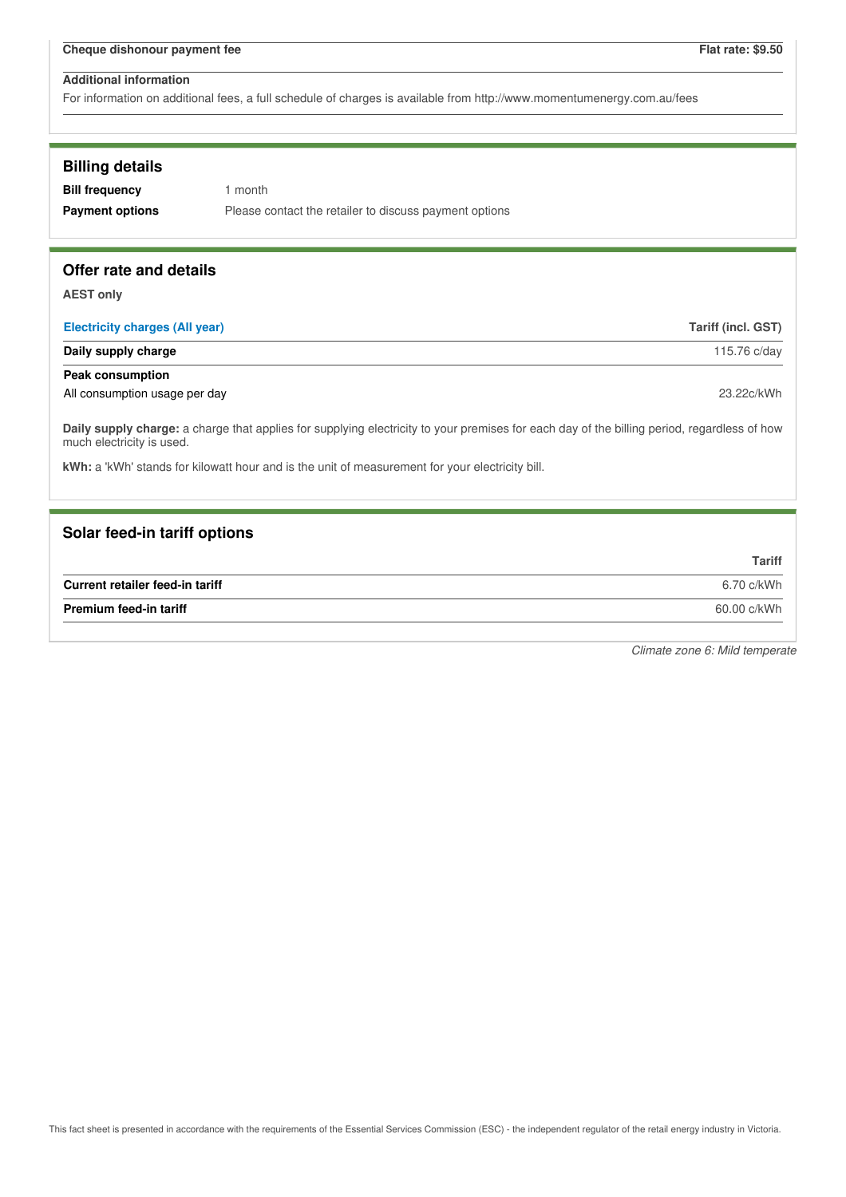| Cheque dishonour payment fee | Flat rate: $9.50 |
|---|---|

**Additional information**

For information on additional fees, a full schedule of charges is available from http://www.momentumenergy.com.au/fees

## Billing details

**Bill frequency** 1 month

**Payment options** Please contact the retailer to discuss payment options

## Offer rate and details

**AEST only**

| Electricity charges (All year) | Tariff (incl. GST) |
|---|---|
| **Daily supply charge** | 115.76 c/day |
| **Peak consumption** | |
| All consumption usage per day | 23.22c/kWh |

**Daily supply charge:** a charge that applies for supplying electricity to your premises for each day of the billing period, regardless of how much electricity is used.

**kWh:** a 'kWh' stands for kilowatt hour and is the unit of measurement for your electricity bill.

## Solar feed-in tariff options

| | Tariff |
|---|---|
| **Current retailer feed-in tariff** | 6.70 c/kWh |
| **Premium feed-in tariff** | 60.00 c/kWh |

*Climate zone 6: Mild temperate*

This fact sheet is presented in accordance with the requirements of the Essential Services Commission (ESC) - the independent regulator of the retail energy industry in Victoria.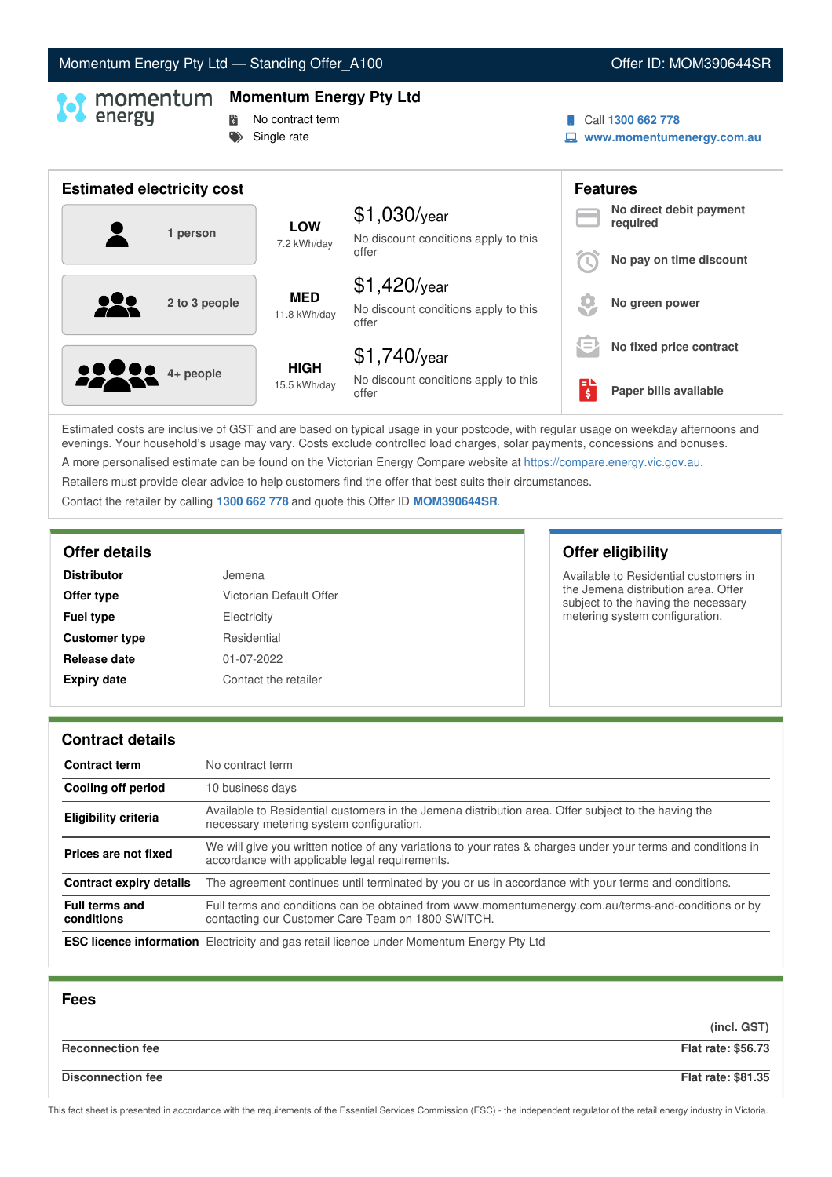Momentum Energy Pty Ltd — Standing Offer_A100 | Offer ID: MOM390644SR

## Momentum Energy Pty Ltd

- No contract term
- Single rate

Call **1300 662 778**
**www.momentumenergy.com.au**

## Estimated electricity cost

| Household | Usage | Cost |
|---|---|---|
| 1 person | **LOW** 7.2 kWh/day | $1,030/year — No discount conditions apply to this offer |
| 2 to 3 people | **MED** 11.8 kWh/day | $1,420/year — No discount conditions apply to this offer |
| 4+ people | **HIGH** 15.5 kWh/day | $1,740/year — No discount conditions apply to this offer |

## Features

- **No direct debit payment required**
- **No pay on time discount**
- **No green power**
- **No fixed price contract**
- **Paper bills available**

Estimated costs are inclusive of GST and are based on typical usage in your postcode, with regular usage on weekday afternoons and evenings. Your household's usage may vary. Costs exclude controlled load charges, solar payments, concessions and bonuses.

A more personalised estimate can be found on the Victorian Energy Compare website at https://compare.energy.vic.gov.au.

Retailers must provide clear advice to help customers find the offer that best suits their circumstances.

Contact the retailer by calling **1300 662 778** and quote this Offer ID **MOM390644SR**.

## Offer details

| | |
|---|---|
| **Distributor** | Jemena |
| **Offer type** | Victorian Default Offer |
| **Fuel type** | Electricity |
| **Customer type** | Residential |
| **Release date** | 01-07-2022 |
| **Expiry date** | Contact the retailer |

## Offer eligibility

Available to Residential customers in the Jemena distribution area. Offer subject to the having the necessary metering system configuration.

## Contract details

| | |
|---|---|
| **Contract term** | No contract term |
| **Cooling off period** | 10 business days |
| **Eligibility criteria** | Available to Residential customers in the Jemena distribution area. Offer subject to the having the necessary metering system configuration. |
| **Prices are not fixed** | We will give you written notice of any variations to your rates & charges under your terms and conditions in accordance with applicable legal requirements. |
| **Contract expiry details** | The agreement continues until terminated by you or us in accordance with your terms and conditions. |
| **Full terms and conditions** | Full terms and conditions can be obtained from www.momentumenergy.com.au/terms-and-conditions or by contacting our Customer Care Team on 1800 SWITCH. |
| **ESC licence information** | Electricity and gas retail licence under Momentum Energy Pty Ltd |

## Fees

| | (incl. GST) |
|---|---|
| **Reconnection fee** | **Flat rate: $56.73** |
| **Disconnection fee** | **Flat rate: $81.35** |

This fact sheet is presented in accordance with the requirements of the Essential Services Commission (ESC) - the independent regulator of the retail energy industry in Victoria.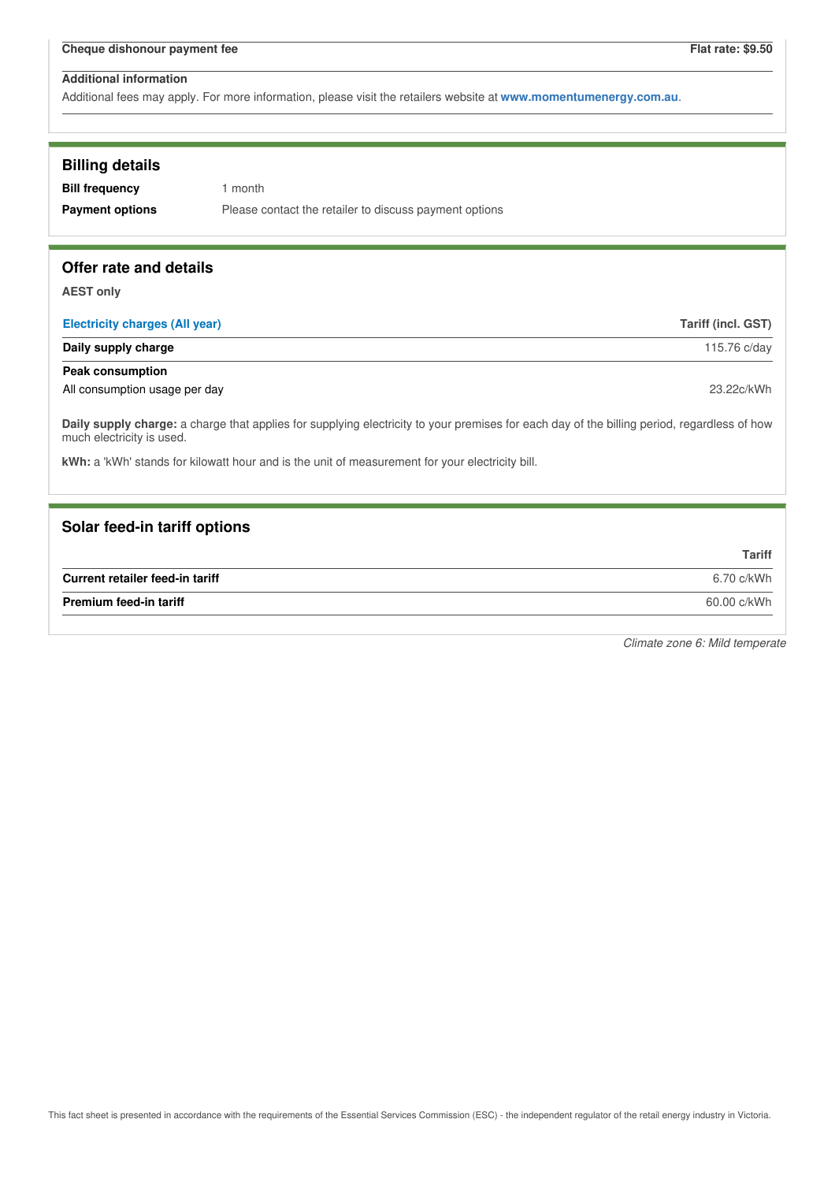| Cheque dishonour payment fee | Flat rate: $9.50 |
| --- | --- |

**Additional information**

Additional fees may apply. For more information, please visit the retailers website at **www.momentumenergy.com.au**.

## Billing details

| | |
| --- | --- |
| **Bill frequency** | 1 month |
| **Payment options** | Please contact the retailer to discuss payment options |

## Offer rate and details

**AEST only**

| Electricity charges (All year) | Tariff (incl. GST) |
| --- | --- |
| **Daily supply charge** | 115.76 c/day |
| **Peak consumption** | |
| All consumption usage per day | 23.22c/kWh |

**Daily supply charge:** a charge that applies for supplying electricity to your premises for each day of the billing period, regardless of how much electricity is used.

**kWh:** a 'kWh' stands for kilowatt hour and is the unit of measurement for your electricity bill.

## Solar feed-in tariff options

| | Tariff |
| --- | --- |
| **Current retailer feed-in tariff** | 6.70 c/kWh |
| **Premium feed-in tariff** | 60.00 c/kWh |

*Climate zone 6: Mild temperate*

This fact sheet is presented in accordance with the requirements of the Essential Services Commission (ESC) - the independent regulator of the retail energy industry in Victoria.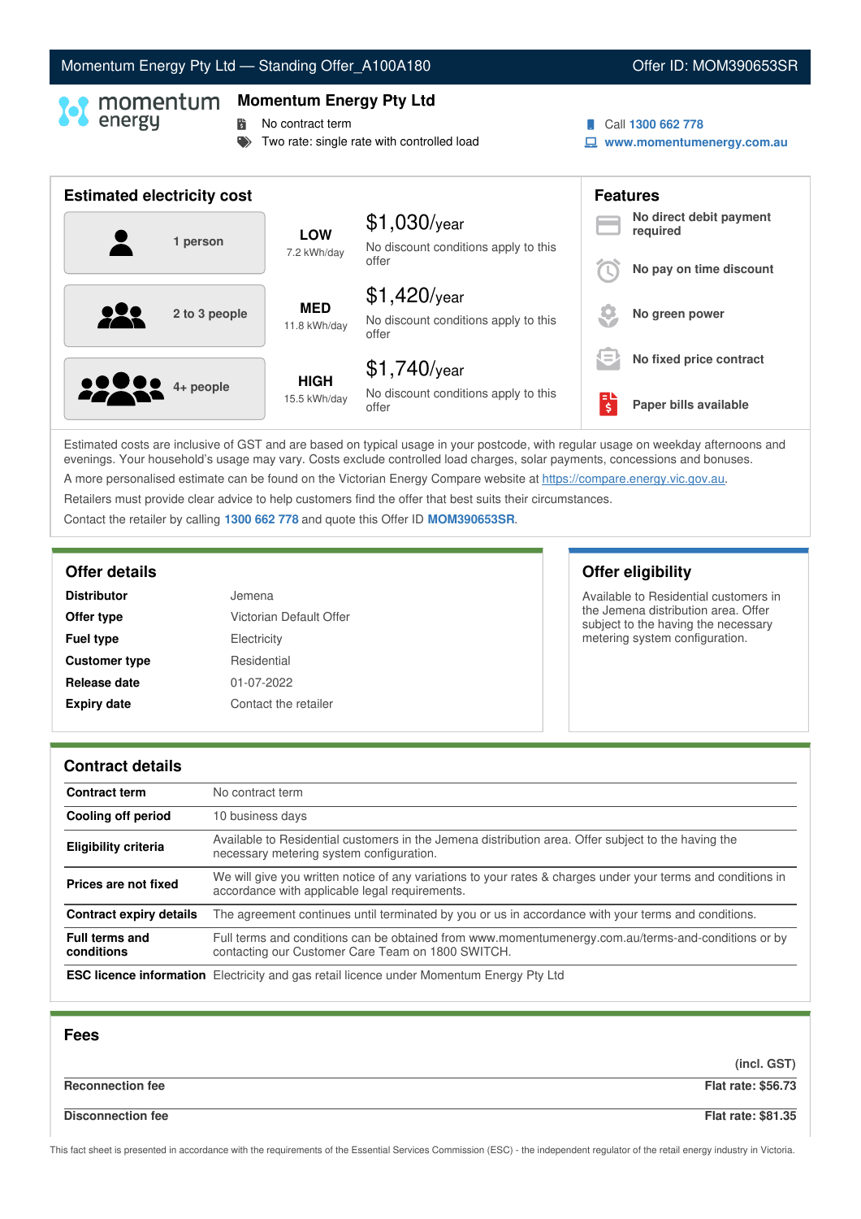Momentum Energy Pty Ltd — Standing Offer_A100A180 | Offer ID: MOM390653SR

# Momentum Energy Pty Ltd

- No contract term
- Two rate: single rate with controlled load

Call **1300 662 778**
**www.momentumenergy.com.au**

## Estimated electricity cost

| Household | Usage | Cost |
|---|---|---|
| 1 person | **LOW** 7.2 kWh/day | $1,030/year — No discount conditions apply to this offer |
| 2 to 3 people | **MED** 11.8 kWh/day | $1,420/year — No discount conditions apply to this offer |
| 4+ people | **HIGH** 15.5 kWh/day | $1,740/year — No discount conditions apply to this offer |

## Features

- **No direct debit payment required**
- **No pay on time discount**
- **No green power**
- **No fixed price contract**
- **Paper bills available**

Estimated costs are inclusive of GST and are based on typical usage in your postcode, with regular usage on weekday afternoons and evenings. Your household's usage may vary. Costs exclude controlled load charges, solar payments, concessions and bonuses.

A more personalised estimate can be found on the Victorian Energy Compare website at https://compare.energy.vic.gov.au.

Retailers must provide clear advice to help customers find the offer that best suits their circumstances.

Contact the retailer by calling **1300 662 778** and quote this Offer ID **MOM390653SR**.

## Offer details

| | |
|---|---|
| **Distributor** | Jemena |
| **Offer type** | Victorian Default Offer |
| **Fuel type** | Electricity |
| **Customer type** | Residential |
| **Release date** | 01-07-2022 |
| **Expiry date** | Contact the retailer |

## Offer eligibility

Available to Residential customers in the Jemena distribution area. Offer subject to the having the necessary metering system configuration.

## Contract details

| | |
|---|---|
| **Contract term** | No contract term |
| **Cooling off period** | 10 business days |
| **Eligibility criteria** | Available to Residential customers in the Jemena distribution area. Offer subject to the having the necessary metering system configuration. |
| **Prices are not fixed** | We will give you written notice of any variations to your rates & charges under your terms and conditions in accordance with applicable legal requirements. |
| **Contract expiry details** | The agreement continues until terminated by you or us in accordance with your terms and conditions. |
| **Full terms and conditions** | Full terms and conditions can be obtained from www.momentumenergy.com.au/terms-and-conditions or by contacting our Customer Care Team on 1800 SWITCH. |
| **ESC licence information** | Electricity and gas retail licence under Momentum Energy Pty Ltd |

## Fees

| | (incl. GST) |
|---|---|
| **Reconnection fee** | **Flat rate: $56.73** |
| **Disconnection fee** | **Flat rate: $81.35** |

This fact sheet is presented in accordance with the requirements of the Essential Services Commission (ESC) - the independent regulator of the retail energy industry in Victoria.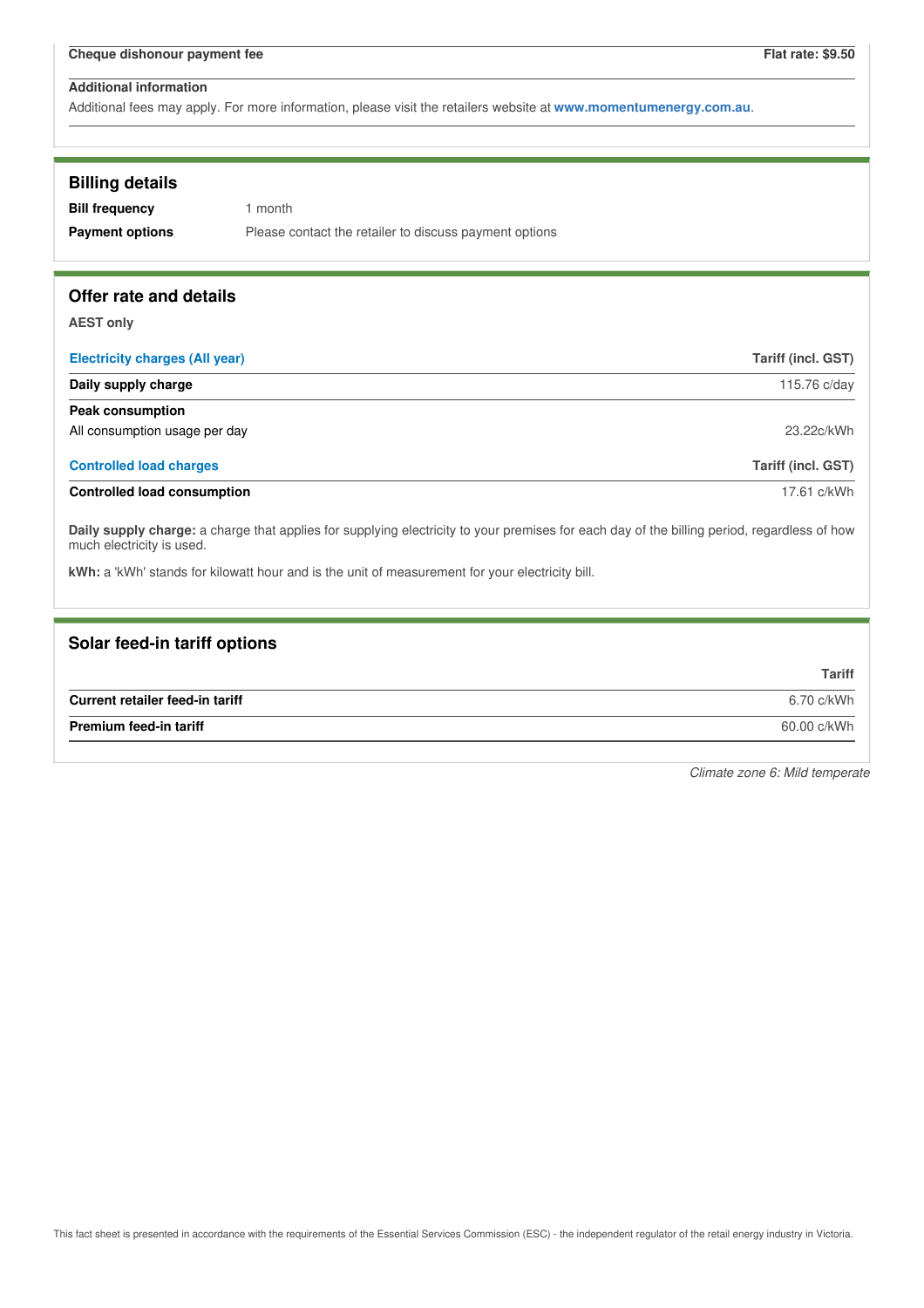| Cheque dishonour payment fee | Flat rate: $9.50 |
|---|---|

**Additional information**

Additional fees may apply. For more information, please visit the retailers website at **www.momentumenergy.com.au**.

## Billing details

| | |
|---|---|
| **Bill frequency** | 1 month |
| **Payment options** | Please contact the retailer to discuss payment options |

## Offer rate and details

**AEST only**

| Electricity charges (All year) | Tariff (incl. GST) |
|---|---|
| **Daily supply charge** | 115.76 c/day |
| **Peak consumption** | |
| All consumption usage per day | 23.22c/kWh |

| Controlled load charges | Tariff (incl. GST) |
|---|---|
| **Controlled load consumption** | 17.61 c/kWh |

**Daily supply charge:** a charge that applies for supplying electricity to your premises for each day of the billing period, regardless of how much electricity is used.

**kWh:** a 'kWh' stands for kilowatt hour and is the unit of measurement for your electricity bill.

## Solar feed-in tariff options

| | Tariff |
|---|---|
| **Current retailer feed-in tariff** | 6.70 c/kWh |
| **Premium feed-in tariff** | 60.00 c/kWh |

*Climate zone 6: Mild temperate*

This fact sheet is presented in accordance with the requirements of the Essential Services Commission (ESC) - the independent regulator of the retail energy industry in Victoria.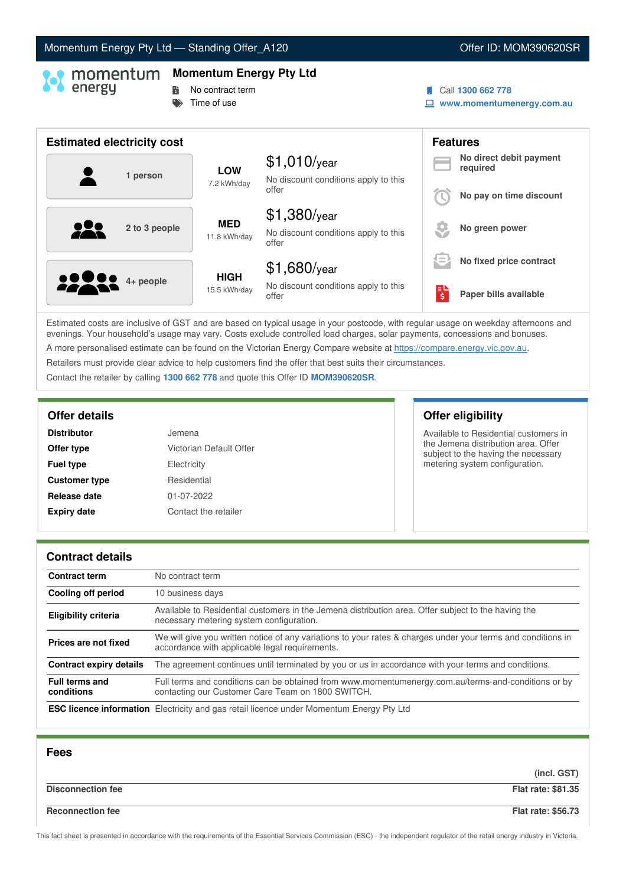Momentum Energy Pty Ltd — Standing Offer_A120 | Offer ID: MOM390620SR

## Momentum Energy Pty Ltd

- No contract term
- Time of use

Call **1300 662 778**
**www.momentumenergy.com.au**

## Estimated electricity cost

| Household | Usage | Estimated cost |
|---|---|---|
| 1 person | **LOW** 7.2 kWh/day | $1,010/year — No discount conditions apply to this offer |
| 2 to 3 people | **MED** 11.8 kWh/day | $1,380/year — No discount conditions apply to this offer |
| 4+ people | **HIGH** 15.5 kWh/day | $1,680/year — No discount conditions apply to this offer |

## Features

- **No direct debit payment required**
- **No pay on time discount**
- **No green power**
- **No fixed price contract**
- **Paper bills available**

Estimated costs are inclusive of GST and are based on typical usage in your postcode, with regular usage on weekday afternoons and evenings. Your household's usage may vary. Costs exclude controlled load charges, solar payments, concessions and bonuses.

A more personalised estimate can be found on the Victorian Energy Compare website at https://compare.energy.vic.gov.au.

Retailers must provide clear advice to help customers find the offer that best suits their circumstances.

Contact the retailer by calling **1300 662 778** and quote this Offer ID **MOM390620SR**.

## Offer details

| | |
|---|---|
| **Distributor** | Jemena |
| **Offer type** | Victorian Default Offer |
| **Fuel type** | Electricity |
| **Customer type** | Residential |
| **Release date** | 01-07-2022 |
| **Expiry date** | Contact the retailer |

## Offer eligibility

Available to Residential customers in the Jemena distribution area. Offer subject to the having the necessary metering system configuration.

## Contract details

| | |
|---|---|
| **Contract term** | No contract term |
| **Cooling off period** | 10 business days |
| **Eligibility criteria** | Available to Residential customers in the Jemena distribution area. Offer subject to the having the necessary metering system configuration. |
| **Prices are not fixed** | We will give you written notice of any variations to your rates & charges under your terms and conditions in accordance with applicable legal requirements. |
| **Contract expiry details** | The agreement continues until terminated by you or us in accordance with your terms and conditions. |
| **Full terms and conditions** | Full terms and conditions can be obtained from www.momentumenergy.com.au/terms-and-conditions or by contacting our Customer Care Team on 1800 SWITCH. |
| **ESC licence information** | Electricity and gas retail licence under Momentum Energy Pty Ltd |

## Fees

| | (incl. GST) |
|---|---|
| **Disconnection fee** | **Flat rate: $81.35** |
| **Reconnection fee** | **Flat rate: $56.73** |

This fact sheet is presented in accordance with the requirements of the Essential Services Commission (ESC) - the independent regulator of the retail energy industry in Victoria.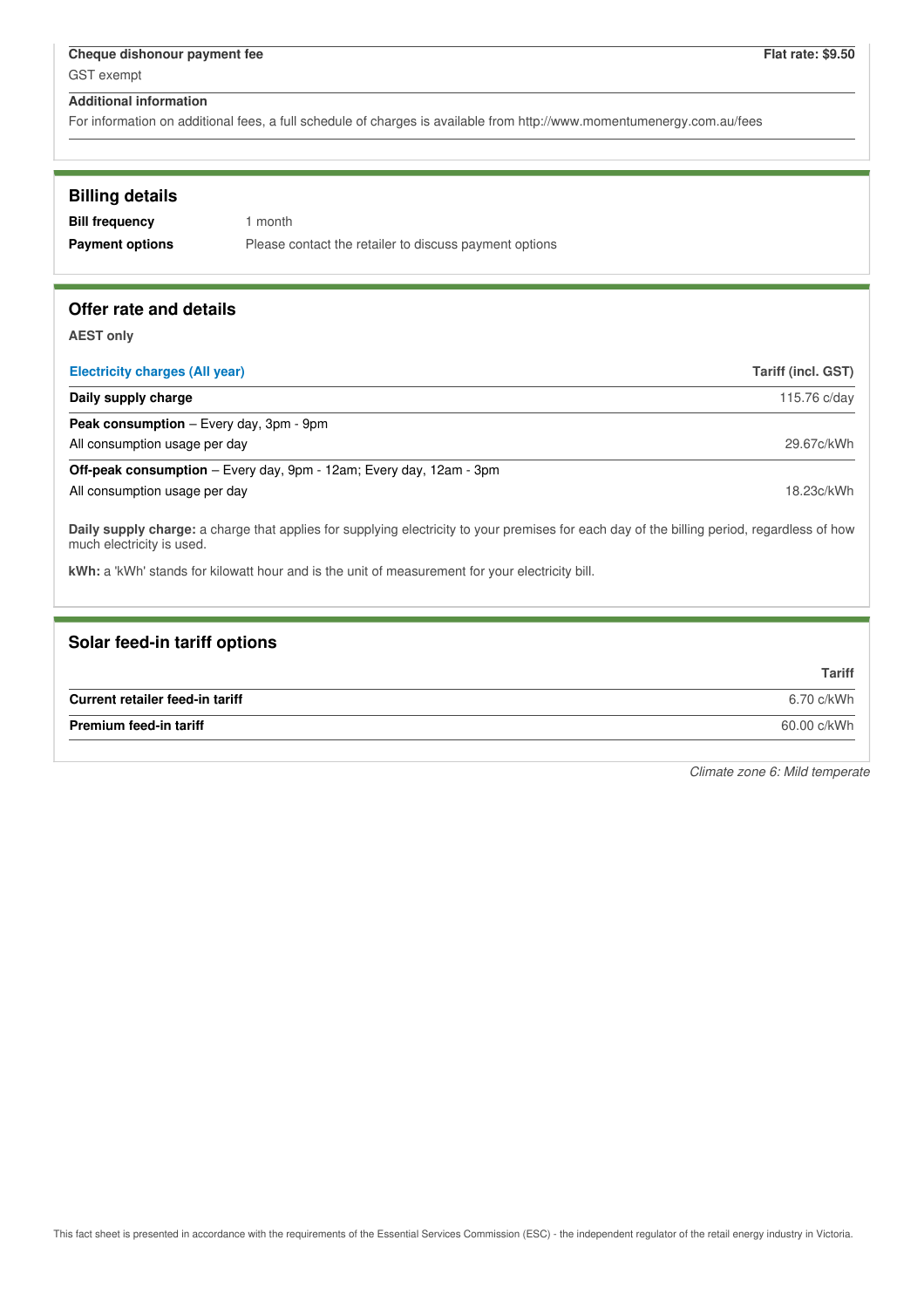| Cheque dishonour payment fee | Flat rate: $9.50 |
|---|---|
| GST exempt | |

**Additional information**

For information on additional fees, a full schedule of charges is available from http://www.momentumenergy.com.au/fees

## Billing details

| | |
|---|---|
| **Bill frequency** | 1 month |
| **Payment options** | Please contact the retailer to discuss payment options |

## Offer rate and details

**AEST only**

| Electricity charges (All year) | Tariff (incl. GST) |
|---|---|
| **Daily supply charge** | 115.76 c/day |
| **Peak consumption** – Every day, 3pm - 9pm | |
| All consumption usage per day | 29.67c/kWh |
| **Off-peak consumption** – Every day, 9pm - 12am; Every day, 12am - 3pm | |
| All consumption usage per day | 18.23c/kWh |

**Daily supply charge:** a charge that applies for supplying electricity to your premises for each day of the billing period, regardless of how much electricity is used.

**kWh:** a 'kWh' stands for kilowatt hour and is the unit of measurement for your electricity bill.

## Solar feed-in tariff options

| | Tariff |
|---|---|
| **Current retailer feed-in tariff** | 6.70 c/kWh |
| **Premium feed-in tariff** | 60.00 c/kWh |

*Climate zone 6: Mild temperate*

This fact sheet is presented in accordance with the requirements of the Essential Services Commission (ESC) - the independent regulator of the retail energy industry in Victoria.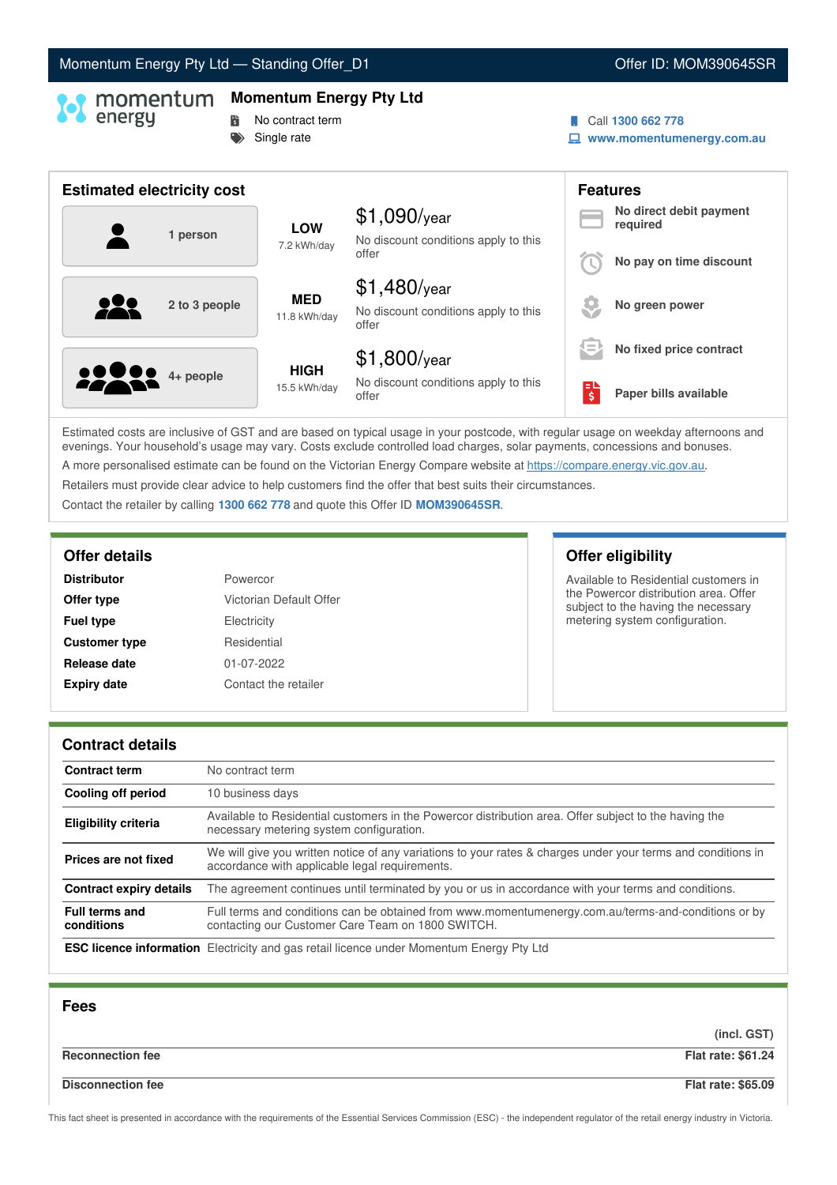Momentum Energy Pty Ltd — Standing Offer_D1 | Offer ID: MOM390645SR

# Momentum Energy Pty Ltd

- No contract term
- Single rate

Call **1300 662 778**
**www.momentumenergy.com.au**

## Estimated electricity cost

| Household | Usage | Cost |
|---|---|---|
| 1 person | **LOW** 7.2 kWh/day | $1,090/year – No discount conditions apply to this offer |
| 2 to 3 people | **MED** 11.8 kWh/day | $1,480/year – No discount conditions apply to this offer |
| 4+ people | **HIGH** 15.5 kWh/day | $1,800/year – No discount conditions apply to this offer |

## Features

- **No direct debit payment required**
- **No pay on time discount**
- **No green power**
- **No fixed price contract**
- **Paper bills available**

Estimated costs are inclusive of GST and are based on typical usage in your postcode, with regular usage on weekday afternoons and evenings. Your household's usage may vary. Costs exclude controlled load charges, solar payments, concessions and bonuses.

A more personalised estimate can be found on the Victorian Energy Compare website at https://compare.energy.vic.gov.au.

Retailers must provide clear advice to help customers find the offer that best suits their circumstances.

Contact the retailer by calling **1300 662 778** and quote this Offer ID **MOM390645SR**.

## Offer details

| | |
|---|---|
| **Distributor** | Powercor |
| **Offer type** | Victorian Default Offer |
| **Fuel type** | Electricity |
| **Customer type** | Residential |
| **Release date** | 01-07-2022 |
| **Expiry date** | Contact the retailer |

## Offer eligibility

Available to Residential customers in the Powercor distribution area. Offer subject to the having the necessary metering system configuration.

## Contract details

| | |
|---|---|
| **Contract term** | No contract term |
| **Cooling off period** | 10 business days |
| **Eligibility criteria** | Available to Residential customers in the Powercor distribution area. Offer subject to the having the necessary metering system configuration. |
| **Prices are not fixed** | We will give you written notice of any variations to your rates & charges under your terms and conditions in accordance with applicable legal requirements. |
| **Contract expiry details** | The agreement continues until terminated by you or us in accordance with your terms and conditions. |
| **Full terms and conditions** | Full terms and conditions can be obtained from www.momentumenergy.com.au/terms-and-conditions or by contacting our Customer Care Team on 1800 SWITCH. |
| **ESC licence information** | Electricity and gas retail licence under Momentum Energy Pty Ltd |

## Fees

| | **(incl. GST)** |
|---|---|
| **Reconnection fee** | **Flat rate: $61.24** |
| **Disconnection fee** | **Flat rate: $65.09** |

This fact sheet is presented in accordance with the requirements of the Essential Services Commission (ESC) - the independent regulator of the retail energy industry in Victoria.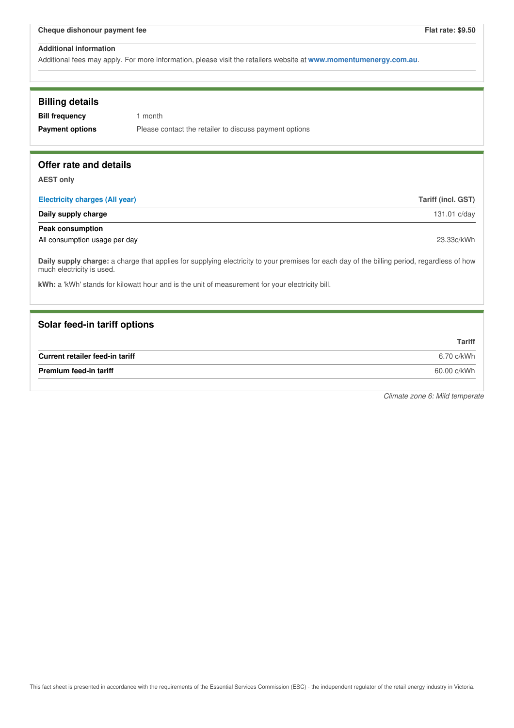| Cheque dishonour payment fee | Flat rate: $9.50 |
|---|---|

**Additional information**

Additional fees may apply. For more information, please visit the retailers website at **www.momentumenergy.com.au**.

## Billing details

| | |
|---|---|
| **Bill frequency** | 1 month |
| **Payment options** | Please contact the retailer to discuss payment options |

## Offer rate and details

**AEST only**

| Electricity charges (All year) | Tariff (incl. GST) |
|---|---|
| **Daily supply charge** | 131.01 c/day |
| **Peak consumption** | |
| All consumption usage per day | 23.33c/kWh |

**Daily supply charge:** a charge that applies for supplying electricity to your premises for each day of the billing period, regardless of how much electricity is used.

**kWh:** a 'kWh' stands for kilowatt hour and is the unit of measurement for your electricity bill.

## Solar feed-in tariff options

| | Tariff |
|---|---|
| **Current retailer feed-in tariff** | 6.70 c/kWh |
| **Premium feed-in tariff** | 60.00 c/kWh |

*Climate zone 6: Mild temperate*

This fact sheet is presented in accordance with the requirements of the Essential Services Commission (ESC) - the independent regulator of the retail energy industry in Victoria.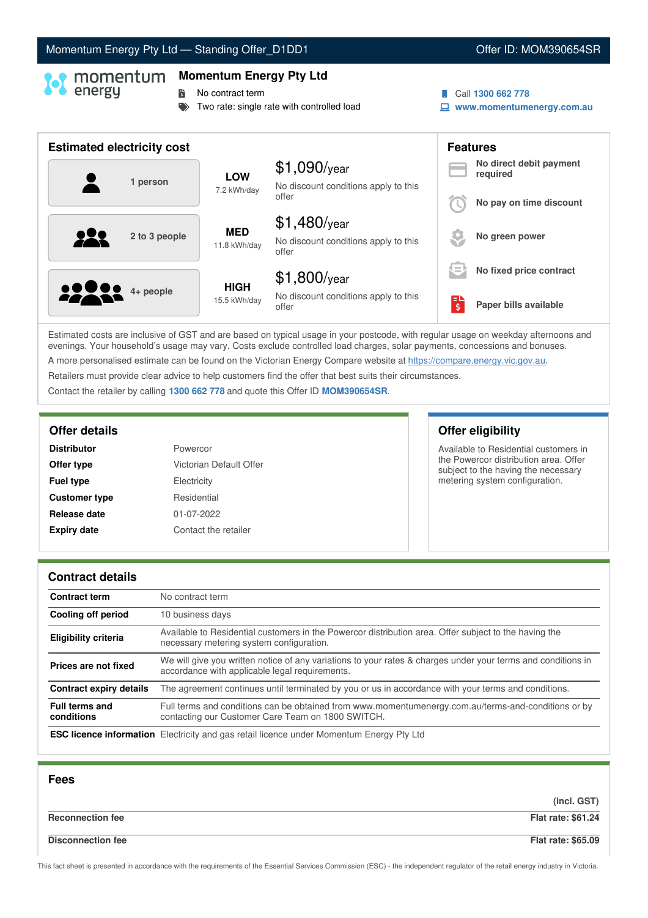Momentum Energy Pty Ltd — Standing Offer_D1DD1 | Offer ID: MOM390654SR

## Momentum Energy Pty Ltd

- No contract term
- Two rate: single rate with controlled load

Call **1300 662 778**
**www.momentumenergy.com.au**

## Estimated electricity cost

| Household | Usage | Cost |
|---|---|---|
| 1 person | **LOW** 7.2 kWh/day | $1,090/year — No discount conditions apply to this offer |
| 2 to 3 people | **MED** 11.8 kWh/day | $1,480/year — No discount conditions apply to this offer |
| 4+ people | **HIGH** 15.5 kWh/day | $1,800/year — No discount conditions apply to this offer |

## Features

- **No direct debit payment required**
- **No pay on time discount**
- **No green power**
- **No fixed price contract**
- **Paper bills available**

Estimated costs are inclusive of GST and are based on typical usage in your postcode, with regular usage on weekday afternoons and evenings. Your household's usage may vary. Costs exclude controlled load charges, solar payments, concessions and bonuses.

A more personalised estimate can be found on the Victorian Energy Compare website at https://compare.energy.vic.gov.au.

Retailers must provide clear advice to help customers find the offer that best suits their circumstances.

Contact the retailer by calling **1300 662 778** and quote this Offer ID **MOM390654SR**.

## Offer details

| | |
|---|---|
| **Distributor** | Powercor |
| **Offer type** | Victorian Default Offer |
| **Fuel type** | Electricity |
| **Customer type** | Residential |
| **Release date** | 01-07-2022 |
| **Expiry date** | Contact the retailer |

## Offer eligibility

Available to Residential customers in the Powercor distribution area. Offer subject to the having the necessary metering system configuration.

## Contract details

| | |
|---|---|
| **Contract term** | No contract term |
| **Cooling off period** | 10 business days |
| **Eligibility criteria** | Available to Residential customers in the Powercor distribution area. Offer subject to the having the necessary metering system configuration. |
| **Prices are not fixed** | We will give you written notice of any variations to your rates & charges under your terms and conditions in accordance with applicable legal requirements. |
| **Contract expiry details** | The agreement continues until terminated by you or us in accordance with your terms and conditions. |
| **Full terms and conditions** | Full terms and conditions can be obtained from www.momentumenergy.com.au/terms-and-conditions or by contacting our Customer Care Team on 1800 SWITCH. |
| **ESC licence information** | Electricity and gas retail licence under Momentum Energy Pty Ltd |

## Fees

| | (incl. GST) |
|---|---|
| **Reconnection fee** | **Flat rate: $61.24** |
| **Disconnection fee** | **Flat rate: $65.09** |

This fact sheet is presented in accordance with the requirements of the Essential Services Commission (ESC) - the independent regulator of the retail energy industry in Victoria.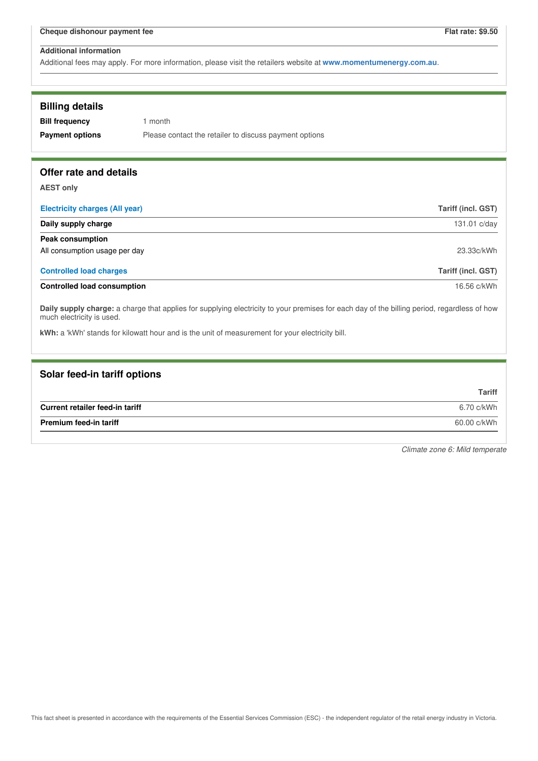| Cheque dishonour payment fee | Flat rate: $9.50 |
|---|---|

**Additional information**

Additional fees may apply. For more information, please visit the retailers website at **www.momentumenergy.com.au**.

## Billing details

| | |
|---|---|
| **Bill frequency** | 1 month |
| **Payment options** | Please contact the retailer to discuss payment options |

## Offer rate and details

**AEST only**

| Electricity charges (All year) | Tariff (incl. GST) |
|---|---|
| **Daily supply charge** | 131.01 c/day |
| **Peak consumption** | |
| All consumption usage per day | 23.33c/kWh |

| Controlled load charges | Tariff (incl. GST) |
|---|---|
| **Controlled load consumption** | 16.56 c/kWh |

**Daily supply charge:** a charge that applies for supplying electricity to your premises for each day of the billing period, regardless of how much electricity is used.

**kWh:** a 'kWh' stands for kilowatt hour and is the unit of measurement for your electricity bill.

## Solar feed-in tariff options

| | Tariff |
|---|---|
| **Current retailer feed-in tariff** | 6.70 c/kWh |
| **Premium feed-in tariff** | 60.00 c/kWh |

*Climate zone 6: Mild temperate*

This fact sheet is presented in accordance with the requirements of the Essential Services Commission (ESC) - the independent regulator of the retail energy industry in Victoria.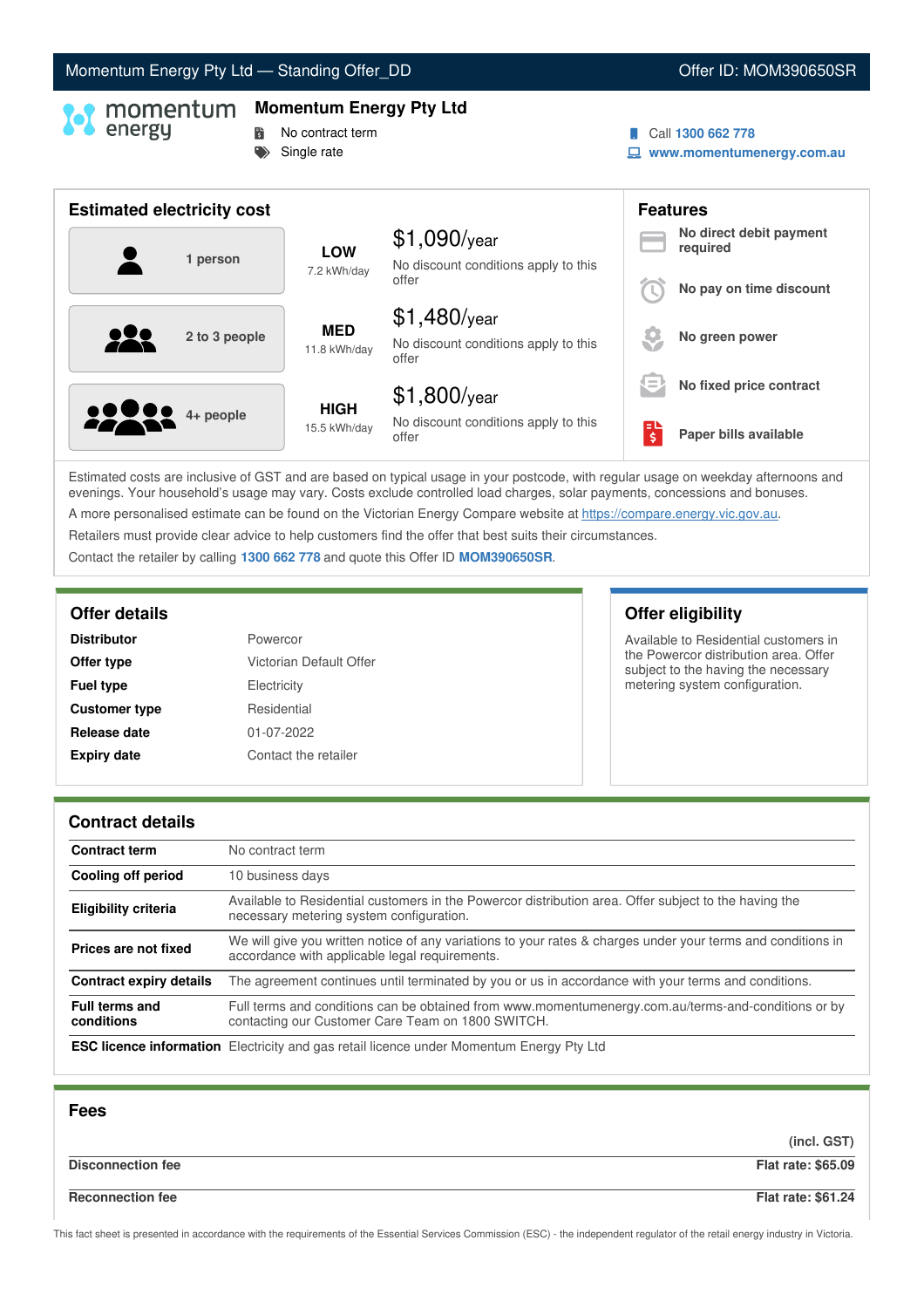Momentum Energy Pty Ltd — Standing Offer_DD | Offer ID: MOM390650SR

# Momentum Energy Pty Ltd

- No contract term
- Single rate

Call **1300 662 778**
**www.momentumenergy.com.au**

## Estimated electricity cost

| Household | Usage | Cost |
|---|---|---|
| 1 person | **LOW** 7.2 kWh/day | $1,090/year — No discount conditions apply to this offer |
| 2 to 3 people | **MED** 11.8 kWh/day | $1,480/year — No discount conditions apply to this offer |
| 4+ people | **HIGH** 15.5 kWh/day | $1,800/year — No discount conditions apply to this offer |

## Features

- **No direct debit payment required**
- **No pay on time discount**
- **No green power**
- **No fixed price contract**
- **Paper bills available**

Estimated costs are inclusive of GST and are based on typical usage in your postcode, with regular usage on weekday afternoons and evenings. Your household's usage may vary. Costs exclude controlled load charges, solar payments, concessions and bonuses.

A more personalised estimate can be found on the Victorian Energy Compare website at https://compare.energy.vic.gov.au.

Retailers must provide clear advice to help customers find the offer that best suits their circumstances.

Contact the retailer by calling **1300 662 778** and quote this Offer ID **MOM390650SR**.

## Offer details

| | |
|---|---|
| **Distributor** | Powercor |
| **Offer type** | Victorian Default Offer |
| **Fuel type** | Electricity |
| **Customer type** | Residential |
| **Release date** | 01-07-2022 |
| **Expiry date** | Contact the retailer |

## Offer eligibility

Available to Residential customers in the Powercor distribution area. Offer subject to the having the necessary metering system configuration.

## Contract details

| | |
|---|---|
| **Contract term** | No contract term |
| **Cooling off period** | 10 business days |
| **Eligibility criteria** | Available to Residential customers in the Powercor distribution area. Offer subject to the having the necessary metering system configuration. |
| **Prices are not fixed** | We will give you written notice of any variations to your rates & charges under your terms and conditions in accordance with applicable legal requirements. |
| **Contract expiry details** | The agreement continues until terminated by you or us in accordance with your terms and conditions. |
| **Full terms and conditions** | Full terms and conditions can be obtained from www.momentumenergy.com.au/terms-and-conditions or by contacting our Customer Care Team on 1800 SWITCH. |
| **ESC licence information** | Electricity and gas retail licence under Momentum Energy Pty Ltd |

## Fees

| | (incl. GST) |
|---|---|
| **Disconnection fee** | **Flat rate: $65.09** |
| **Reconnection fee** | **Flat rate: $61.24** |

This fact sheet is presented in accordance with the requirements of the Essential Services Commission (ESC) - the independent regulator of the retail energy industry in Victoria.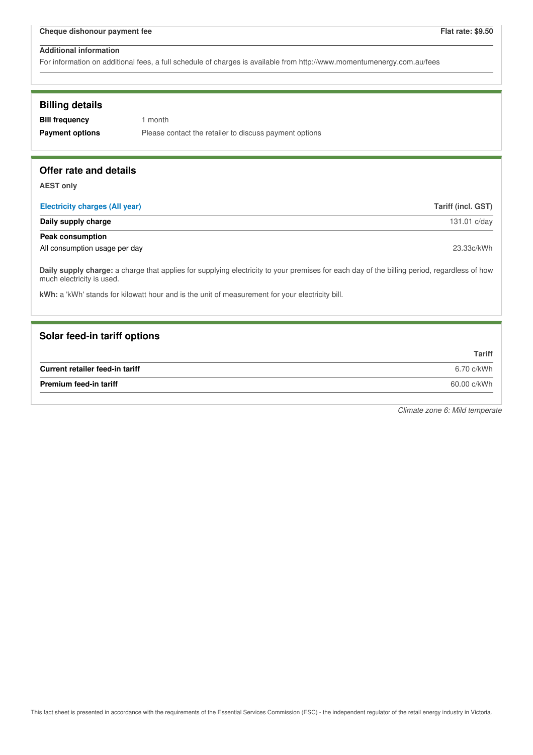| Cheque dishonour payment fee | Flat rate: $9.50 |
|---|---|

**Additional information**

For information on additional fees, a full schedule of charges is available from http://www.momentumenergy.com.au/fees

## Billing details

| | |
|---|---|
| **Bill frequency** | 1 month |
| **Payment options** | Please contact the retailer to discuss payment options |

## Offer rate and details

**AEST only**

| Electricity charges (All year) | Tariff (incl. GST) |
|---|---|
| **Daily supply charge** | 131.01 c/day |
| **Peak consumption** | |
| All consumption usage per day | 23.33c/kWh |

**Daily supply charge:** a charge that applies for supplying electricity to your premises for each day of the billing period, regardless of how much electricity is used.

**kWh:** a 'kWh' stands for kilowatt hour and is the unit of measurement for your electricity bill.

## Solar feed-in tariff options

| | Tariff |
|---|---|
| **Current retailer feed-in tariff** | 6.70 c/kWh |
| **Premium feed-in tariff** | 60.00 c/kWh |

*Climate zone 6: Mild temperate*

This fact sheet is presented in accordance with the requirements of the Essential Services Commission (ESC) - the independent regulator of the retail energy industry in Victoria.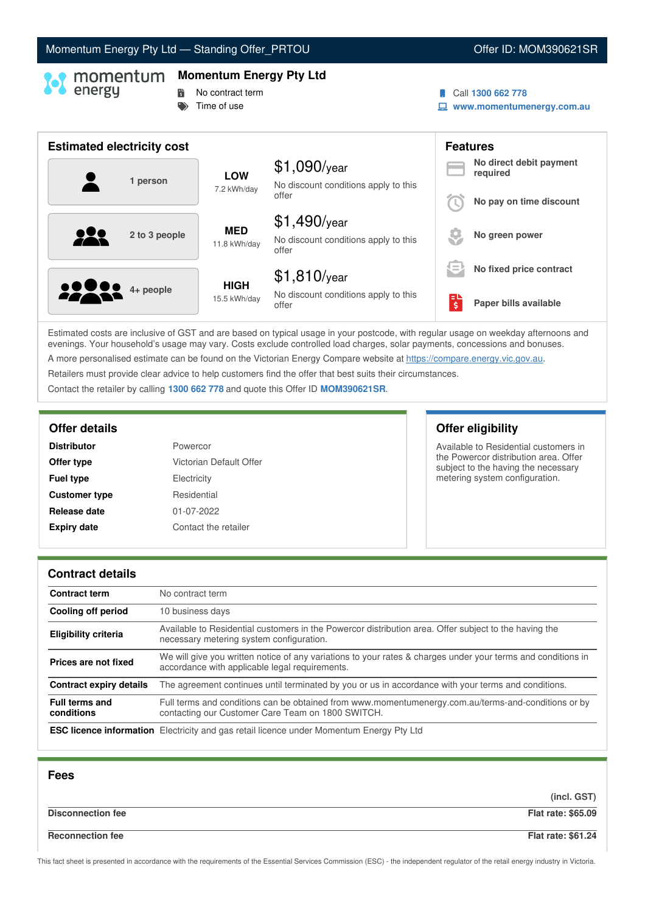Momentum Energy Pty Ltd — Standing Offer_PRTOU | Offer ID: MOM390621SR

## Momentum Energy Pty Ltd

- No contract term
- Time of use

Call **1300 662 778**
**www.momentumenergy.com.au**

## Estimated electricity cost

| Household | Usage | Cost |
|---|---|---|
| 1 person | **LOW** 7.2 kWh/day | $1,090/year — No discount conditions apply to this offer |
| 2 to 3 people | **MED** 11.8 kWh/day | $1,490/year — No discount conditions apply to this offer |
| 4+ people | **HIGH** 15.5 kWh/day | $1,810/year — No discount conditions apply to this offer |

## Features

- **No direct debit payment required**
- **No pay on time discount**
- **No green power**
- **No fixed price contract**
- **Paper bills available**

Estimated costs are inclusive of GST and are based on typical usage in your postcode, with regular usage on weekday afternoons and evenings. Your household's usage may vary. Costs exclude controlled load charges, solar payments, concessions and bonuses.

A more personalised estimate can be found on the Victorian Energy Compare website at https://compare.energy.vic.gov.au.

Retailers must provide clear advice to help customers find the offer that best suits their circumstances.

Contact the retailer by calling **1300 662 778** and quote this Offer ID **MOM390621SR**.

## Offer details

| | |
|---|---|
| **Distributor** | Powercor |
| **Offer type** | Victorian Default Offer |
| **Fuel type** | Electricity |
| **Customer type** | Residential |
| **Release date** | 01-07-2022 |
| **Expiry date** | Contact the retailer |

## Offer eligibility

Available to Residential customers in the Powercor distribution area. Offer subject to the having the necessary metering system configuration.

## Contract details

| | |
|---|---|
| **Contract term** | No contract term |
| **Cooling off period** | 10 business days |
| **Eligibility criteria** | Available to Residential customers in the Powercor distribution area. Offer subject to the having the necessary metering system configuration. |
| **Prices are not fixed** | We will give you written notice of any variations to your rates & charges under your terms and conditions in accordance with applicable legal requirements. |
| **Contract expiry details** | The agreement continues until terminated by you or us in accordance with your terms and conditions. |
| **Full terms and conditions** | Full terms and conditions can be obtained from www.momentumenergy.com.au/terms-and-conditions or by contacting our Customer Care Team on 1800 SWITCH. |
| **ESC licence information** | Electricity and gas retail licence under Momentum Energy Pty Ltd |

## Fees

| | (incl. GST) |
|---|---|
| **Disconnection fee** | **Flat rate: $65.09** |
| **Reconnection fee** | **Flat rate: $61.24** |

This fact sheet is presented in accordance with the requirements of the Essential Services Commission (ESC) - the independent regulator of the retail energy industry in Victoria.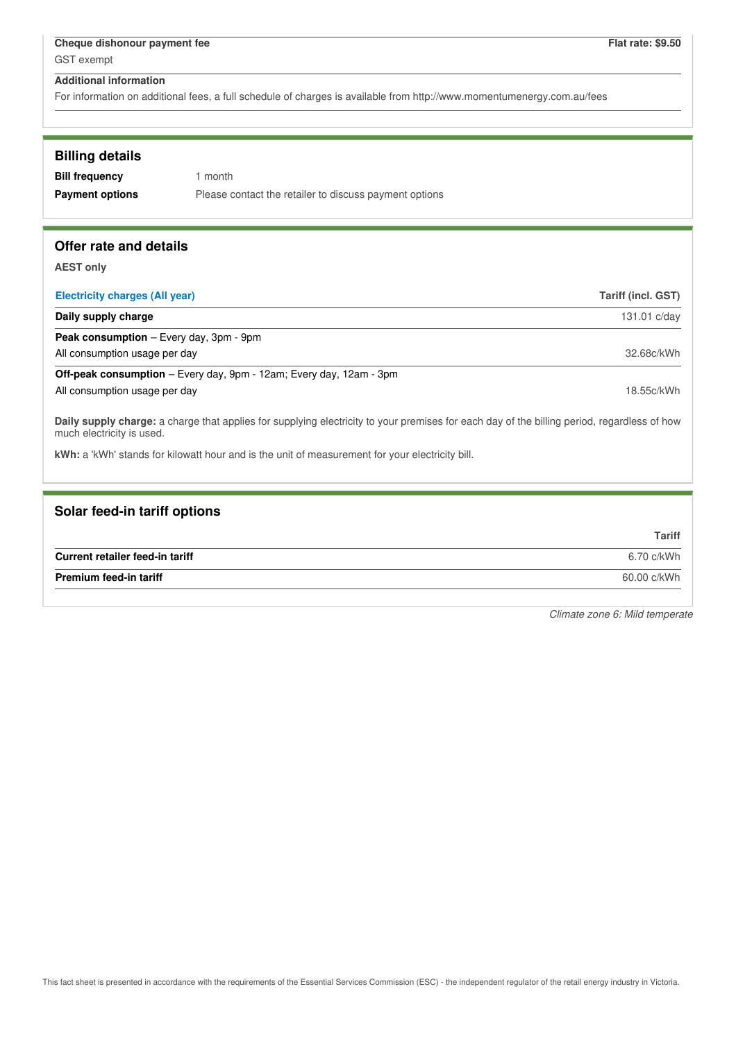| Cheque dishonour payment fee | Flat rate: $9.50 |
|---|---|
| GST exempt | |

**Additional information**

For information on additional fees, a full schedule of charges is available from http://www.momentumenergy.com.au/fees

## Billing details

**Bill frequency** 1 month

**Payment options** Please contact the retailer to discuss payment options

## Offer rate and details

**AEST only**

| Electricity charges (All year) | Tariff (incl. GST) |
|---|---|
| **Daily supply charge** | 131.01 c/day |
| **Peak consumption** – Every day, 3pm - 9pm | |
| All consumption usage per day | 32.68c/kWh |
| **Off-peak consumption** – Every day, 9pm - 12am; Every day, 12am - 3pm | |
| All consumption usage per day | 18.55c/kWh |

**Daily supply charge:** a charge that applies for supplying electricity to your premises for each day of the billing period, regardless of how much electricity is used.

**kWh:** a 'kWh' stands for kilowatt hour and is the unit of measurement for your electricity bill.

## Solar feed-in tariff options

| | Tariff |
|---|---|
| **Current retailer feed-in tariff** | 6.70 c/kWh |
| **Premium feed-in tariff** | 60.00 c/kWh |

*Climate zone 6: Mild temperate*

This fact sheet is presented in accordance with the requirements of the Essential Services Commission (ESC) - the independent regulator of the retail energy industry in Victoria.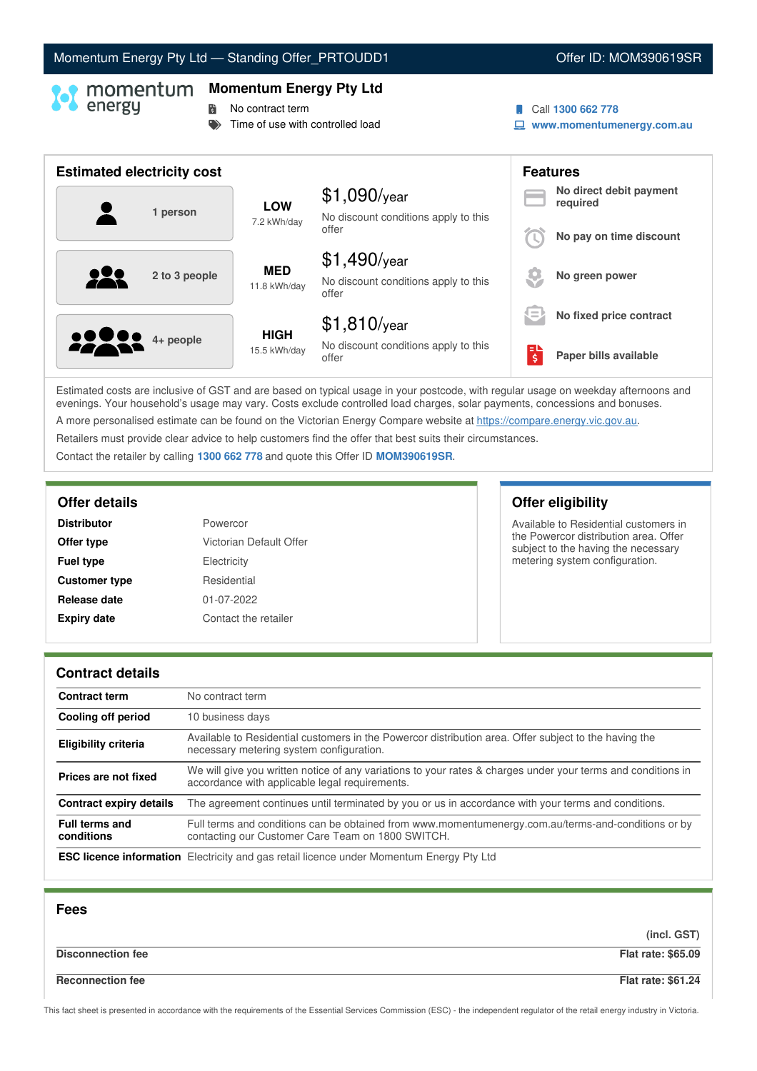Momentum Energy Pty Ltd — Standing Offer_PRTOUDD1

Offer ID: MOM390619SR

# Momentum Energy Pty Ltd

- No contract term
- Time of use with controlled load

Call **1300 662 778**

**www.momentumenergy.com.au**

## Estimated electricity cost

| Household | Usage | Cost |
| --- | --- | --- |
| 1 person | **LOW** 7.2 kWh/day | $1,090/year — No discount conditions apply to this offer |
| 2 to 3 people | **MED** 11.8 kWh/day | $1,490/year — No discount conditions apply to this offer |
| 4+ people | **HIGH** 15.5 kWh/day | $1,810/year — No discount conditions apply to this offer |

## Features

- **No direct debit payment required**
- **No pay on time discount**
- **No green power**
- **No fixed price contract**
- **Paper bills available**

Estimated costs are inclusive of GST and are based on typical usage in your postcode, with regular usage on weekday afternoons and evenings. Your household's usage may vary. Costs exclude controlled load charges, solar payments, concessions and bonuses.

A more personalised estimate can be found on the Victorian Energy Compare website at https://compare.energy.vic.gov.au.

Retailers must provide clear advice to help customers find the offer that best suits their circumstances.

Contact the retailer by calling **1300 662 778** and quote this Offer ID **MOM390619SR**.

## Offer details

| | |
| --- | --- |
| **Distributor** | Powercor |
| **Offer type** | Victorian Default Offer |
| **Fuel type** | Electricity |
| **Customer type** | Residential |
| **Release date** | 01-07-2022 |
| **Expiry date** | Contact the retailer |

## Offer eligibility

Available to Residential customers in the Powercor distribution area. Offer subject to the having the necessary metering system configuration.

## Contract details

| | |
| --- | --- |
| **Contract term** | No contract term |
| **Cooling off period** | 10 business days |
| **Eligibility criteria** | Available to Residential customers in the Powercor distribution area. Offer subject to the having the necessary metering system configuration. |
| **Prices are not fixed** | We will give you written notice of any variations to your rates & charges under your terms and conditions in accordance with applicable legal requirements. |
| **Contract expiry details** | The agreement continues until terminated by you or us in accordance with your terms and conditions. |
| **Full terms and conditions** | Full terms and conditions can be obtained from www.momentumenergy.com.au/terms-and-conditions or by contacting our Customer Care Team on 1800 SWITCH. |
| **ESC licence information** | Electricity and gas retail licence under Momentum Energy Pty Ltd |

## Fees

| | (incl. GST) |
| --- | --- |
| **Disconnection fee** | **Flat rate: $65.09** |
| **Reconnection fee** | **Flat rate: $61.24** |

This fact sheet is presented in accordance with the requirements of the Essential Services Commission (ESC) - the independent regulator of the retail energy industry in Victoria.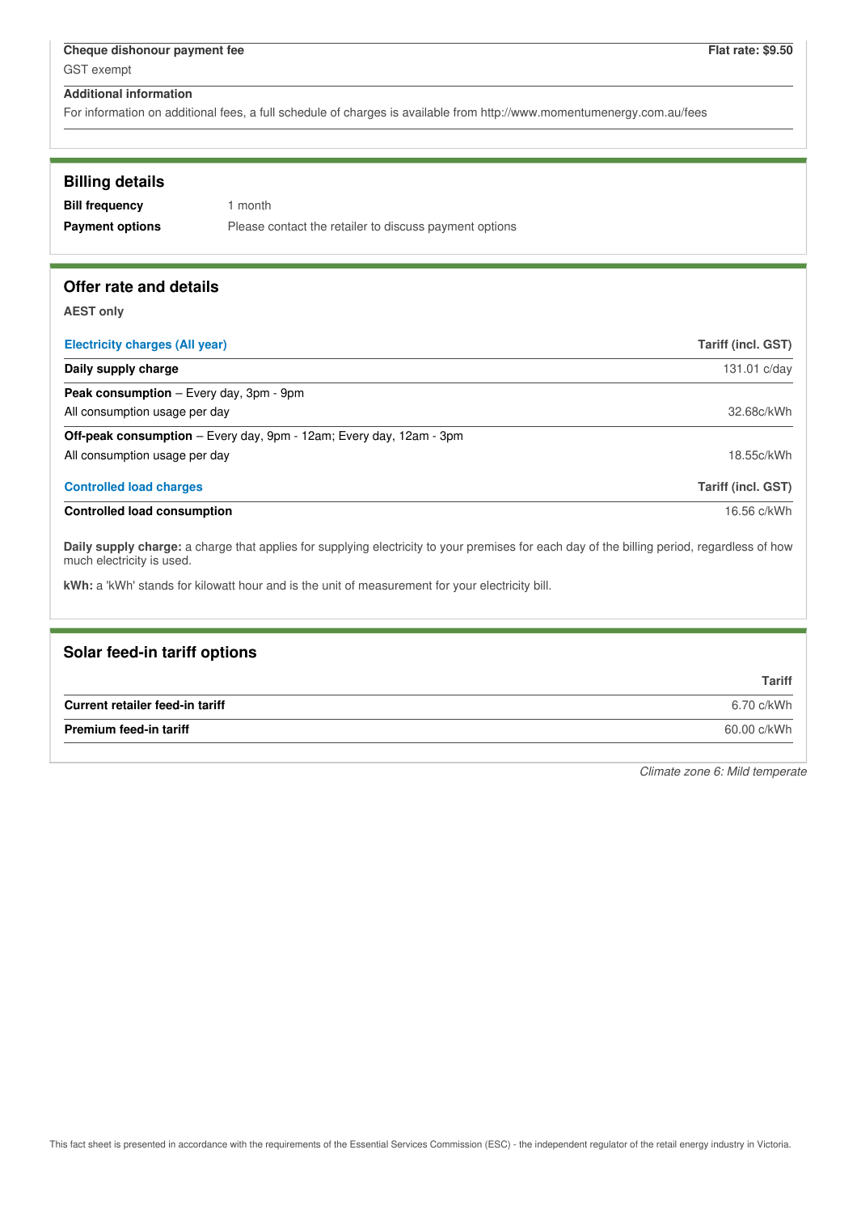| **Cheque dishonour payment fee** | **Flat rate: $9.50** |
|---|---|
| GST exempt | |

**Additional information**

For information on additional fees, a full schedule of charges is available from http://www.momentumenergy.com.au/fees

## Billing details

| | |
|---|---|
| **Bill frequency** | 1 month |
| **Payment options** | Please contact the retailer to discuss payment options |

## Offer rate and details

**AEST only**

| Electricity charges (All year) | Tariff (incl. GST) |
|---|---|
| **Daily supply charge** | 131.01 c/day |
| **Peak consumption** – Every day, 3pm - 9pm<br>All consumption usage per day | 32.68c/kWh |
| **Off-peak consumption** – Every day, 9pm - 12am; Every day, 12am - 3pm<br>All consumption usage per day | 18.55c/kWh |

| Controlled load charges | Tariff (incl. GST) |
|---|---|
| **Controlled load consumption** | 16.56 c/kWh |

**Daily supply charge:** a charge that applies for supplying electricity to your premises for each day of the billing period, regardless of how much electricity is used.

**kWh:** a 'kWh' stands for kilowatt hour and is the unit of measurement for your electricity bill.

## Solar feed-in tariff options

| | Tariff |
|---|---|
| **Current retailer feed-in tariff** | 6.70 c/kWh |
| **Premium feed-in tariff** | 60.00 c/kWh |

*Climate zone 6: Mild temperate*

This fact sheet is presented in accordance with the requirements of the Essential Services Commission (ESC) - the independent regulator of the retail energy industry in Victoria.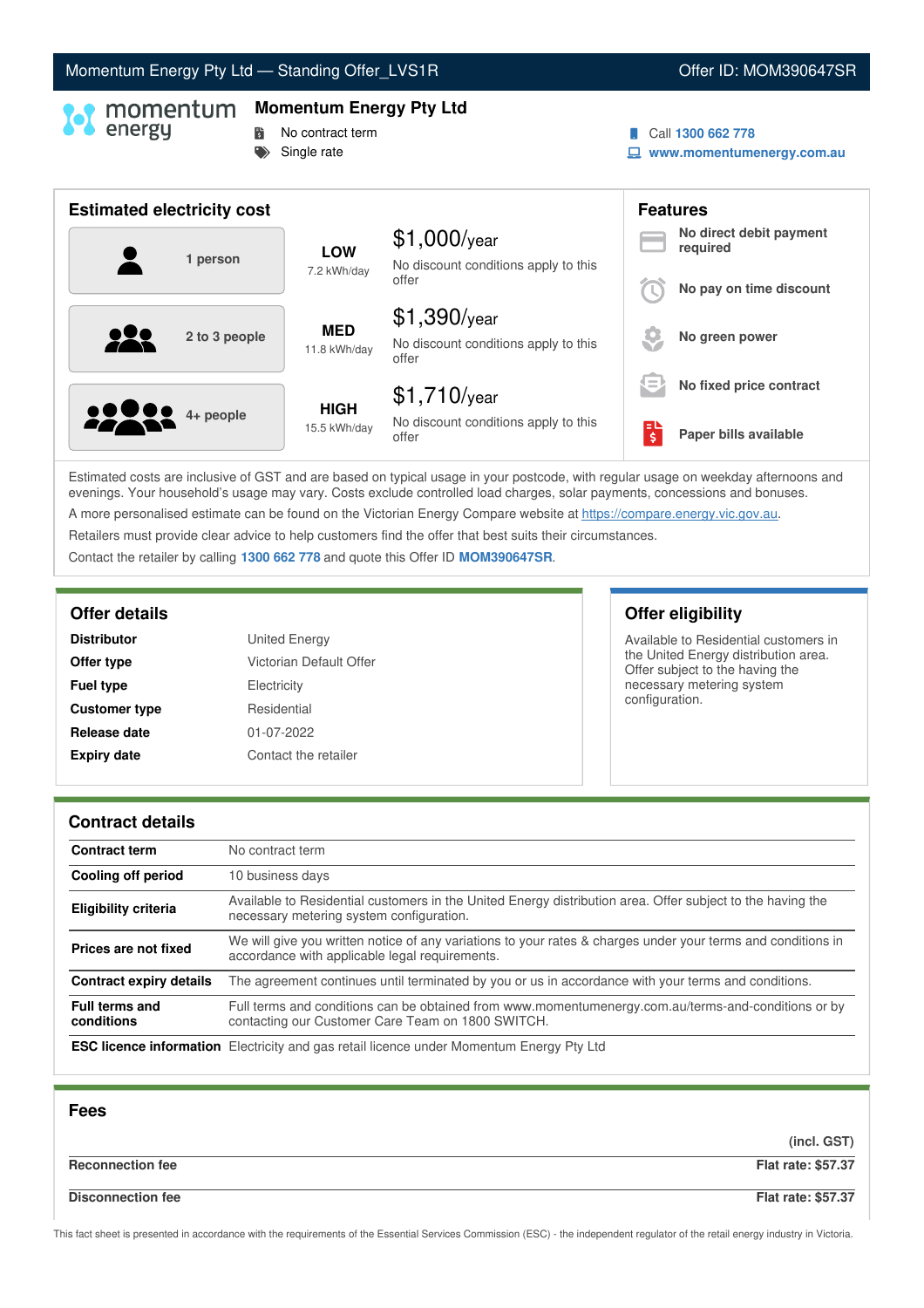Momentum Energy Pty Ltd — Standing Offer_LVS1R | Offer ID: MOM390647SR

# Momentum Energy Pty Ltd

- No contract term
- Single rate

Call **1300 662 778**
**www.momentumenergy.com.au**

## Estimated electricity cost

| Household | Usage | Cost |
| --- | --- | --- |
| 1 person | **LOW** 7.2 kWh/day | $1,000/year — No discount conditions apply to this offer |
| 2 to 3 people | **MED** 11.8 kWh/day | $1,390/year — No discount conditions apply to this offer |
| 4+ people | **HIGH** 15.5 kWh/day | $1,710/year — No discount conditions apply to this offer |

## Features

- **No direct debit payment required**
- **No pay on time discount**
- **No green power**
- **No fixed price contract**
- **Paper bills available**

Estimated costs are inclusive of GST and are based on typical usage in your postcode, with regular usage on weekday afternoons and evenings. Your household's usage may vary. Costs exclude controlled load charges, solar payments, concessions and bonuses.

A more personalised estimate can be found on the Victorian Energy Compare website at https://compare.energy.vic.gov.au.

Retailers must provide clear advice to help customers find the offer that best suits their circumstances.

Contact the retailer by calling **1300 662 778** and quote this Offer ID **MOM390647SR**.

## Offer details

| | |
| --- | --- |
| **Distributor** | United Energy |
| **Offer type** | Victorian Default Offer |
| **Fuel type** | Electricity |
| **Customer type** | Residential |
| **Release date** | 01-07-2022 |
| **Expiry date** | Contact the retailer |

## Offer eligibility

Available to Residential customers in the United Energy distribution area. Offer subject to the having the necessary metering system configuration.

## Contract details

| | |
| --- | --- |
| **Contract term** | No contract term |
| **Cooling off period** | 10 business days |
| **Eligibility criteria** | Available to Residential customers in the United Energy distribution area. Offer subject to the having the necessary metering system configuration. |
| **Prices are not fixed** | We will give you written notice of any variations to your rates & charges under your terms and conditions in accordance with applicable legal requirements. |
| **Contract expiry details** | The agreement continues until terminated by you or us in accordance with your terms and conditions. |
| **Full terms and conditions** | Full terms and conditions can be obtained from www.momentumenergy.com.au/terms-and-conditions or by contacting our Customer Care Team on 1800 SWITCH. |
| **ESC licence information** | Electricity and gas retail licence under Momentum Energy Pty Ltd |

## Fees

| | (incl. GST) |
| --- | --- |
| **Reconnection fee** | **Flat rate: $57.37** |
| **Disconnection fee** | **Flat rate: $57.37** |

This fact sheet is presented in accordance with the requirements of the Essential Services Commission (ESC) - the independent regulator of the retail energy industry in Victoria.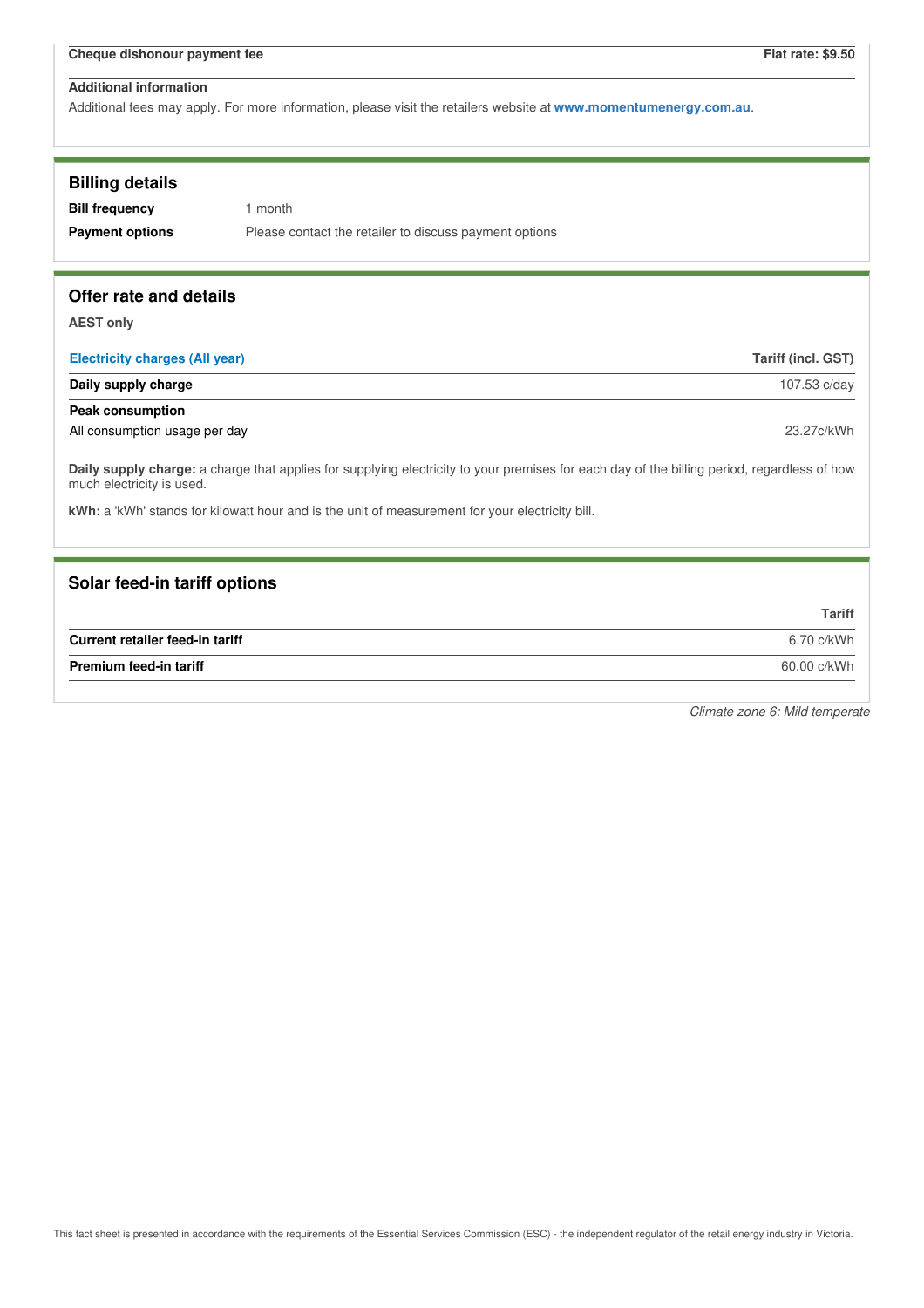| Cheque dishonour payment fee | Flat rate: $9.50 |
|---|---|

**Additional information**

Additional fees may apply. For more information, please visit the retailers website at **www.momentumenergy.com.au**.

## Billing details

**Bill frequency** 1 month

**Payment options** Please contact the retailer to discuss payment options

## Offer rate and details

**AEST only**

| Electricity charges (All year) | Tariff (incl. GST) |
|---|---|
| **Daily supply charge** | 107.53 c/day |
| **Peak consumption** | |
| All consumption usage per day | 23.27c/kWh |

**Daily supply charge:** a charge that applies for supplying electricity to your premises for each day of the billing period, regardless of how much electricity is used.

**kWh:** a 'kWh' stands for kilowatt hour and is the unit of measurement for your electricity bill.

## Solar feed-in tariff options

| | Tariff |
|---|---|
| **Current retailer feed-in tariff** | 6.70 c/kWh |
| **Premium feed-in tariff** | 60.00 c/kWh |

*Climate zone 6: Mild temperate*

This fact sheet is presented in accordance with the requirements of the Essential Services Commission (ESC) - the independent regulator of the retail energy industry in Victoria.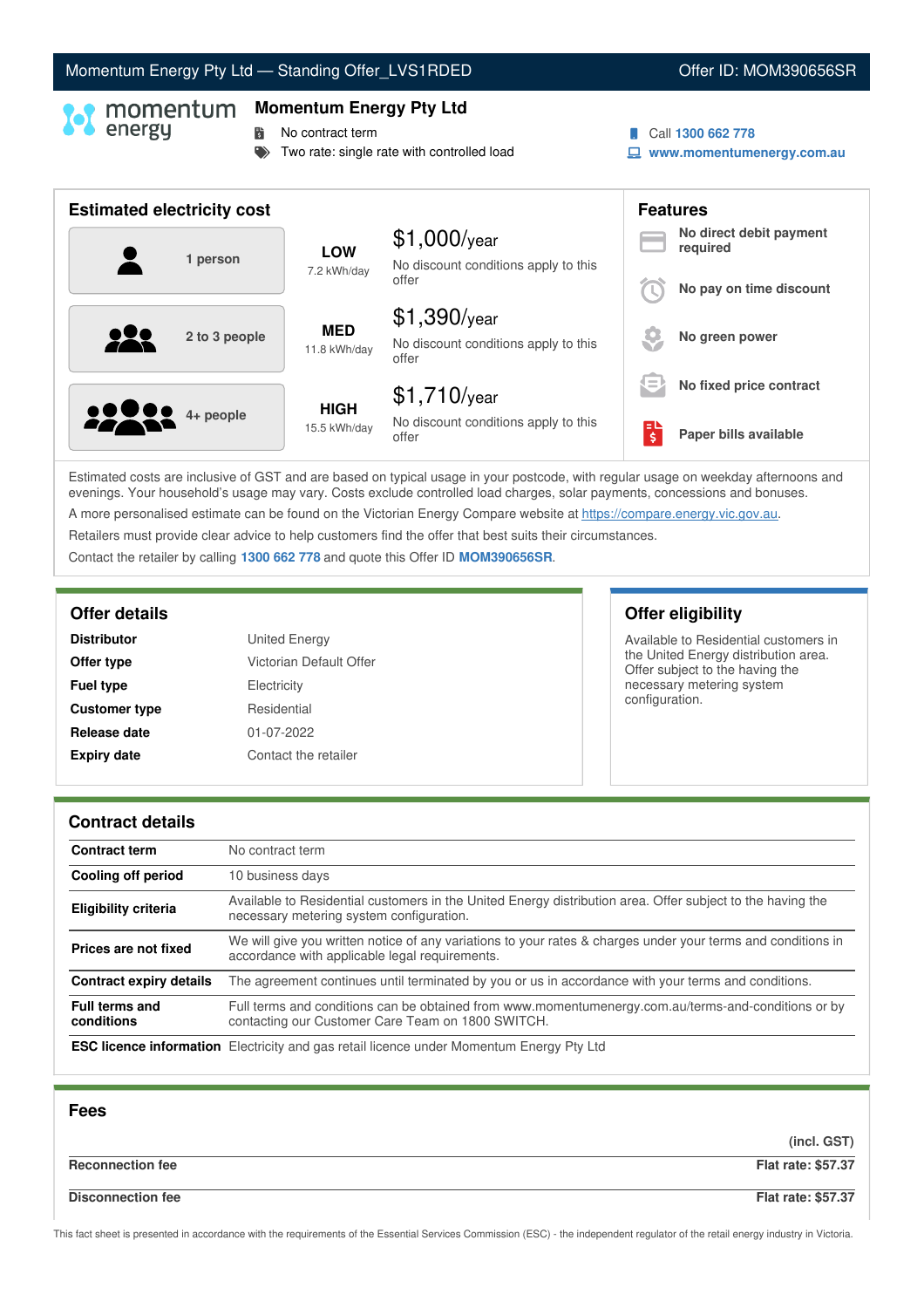Momentum Energy Pty Ltd — Standing Offer_LVS1RDED | Offer ID: MOM390656SR

# Momentum Energy Pty Ltd

- No contract term
- Two rate: single rate with controlled load

Call **1300 662 778**
**www.momentumenergy.com.au**

## Estimated electricity cost

| Household | Usage | Cost |
|---|---|---|
| 1 person | **LOW** 7.2 kWh/day | $1,000/year — No discount conditions apply to this offer |
| 2 to 3 people | **MED** 11.8 kWh/day | $1,390/year — No discount conditions apply to this offer |
| 4+ people | **HIGH** 15.5 kWh/day | $1,710/year — No discount conditions apply to this offer |

## Features

- **No direct debit payment required**
- **No pay on time discount**
- **No green power**
- **No fixed price contract**
- **Paper bills available**

Estimated costs are inclusive of GST and are based on typical usage in your postcode, with regular usage on weekday afternoons and evenings. Your household's usage may vary. Costs exclude controlled load charges, solar payments, concessions and bonuses.

A more personalised estimate can be found on the Victorian Energy Compare website at https://compare.energy.vic.gov.au.

Retailers must provide clear advice to help customers find the offer that best suits their circumstances.

Contact the retailer by calling **1300 662 778** and quote this Offer ID **MOM390656SR**.

## Offer details

| | |
|---|---|
| **Distributor** | United Energy |
| **Offer type** | Victorian Default Offer |
| **Fuel type** | Electricity |
| **Customer type** | Residential |
| **Release date** | 01-07-2022 |
| **Expiry date** | Contact the retailer |

## Offer eligibility

Available to Residential customers in the United Energy distribution area. Offer subject to the having the necessary metering system configuration.

## Contract details

| | |
|---|---|
| **Contract term** | No contract term |
| **Cooling off period** | 10 business days |
| **Eligibility criteria** | Available to Residential customers in the United Energy distribution area. Offer subject to the having the necessary metering system configuration. |
| **Prices are not fixed** | We will give you written notice of any variations to your rates & charges under your terms and conditions in accordance with applicable legal requirements. |
| **Contract expiry details** | The agreement continues until terminated by you or us in accordance with your terms and conditions. |
| **Full terms and conditions** | Full terms and conditions can be obtained from www.momentumenergy.com.au/terms-and-conditions or by contacting our Customer Care Team on 1800 SWITCH. |
| **ESC licence information** | Electricity and gas retail licence under Momentum Energy Pty Ltd |

## Fees

| | (incl. GST) |
|---|---|
| **Reconnection fee** | **Flat rate: $57.37** |
| **Disconnection fee** | **Flat rate: $57.37** |

This fact sheet is presented in accordance with the requirements of the Essential Services Commission (ESC) - the independent regulator of the retail energy industry in Victoria.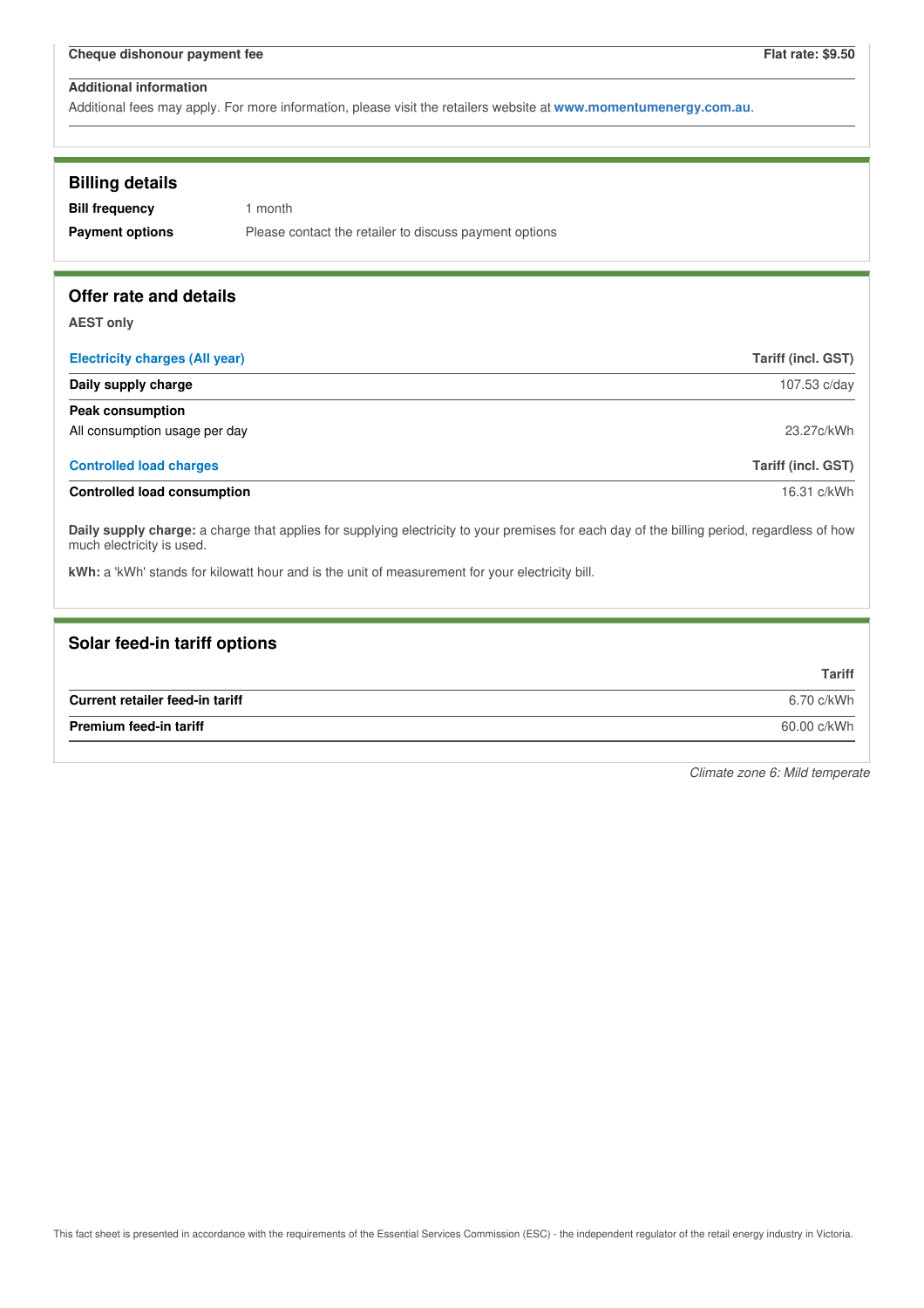| Cheque dishonour payment fee | Flat rate: $9.50 |
|---|---|

**Additional information**

Additional fees may apply. For more information, please visit the retailers website at **www.momentumenergy.com.au**.

## Billing details

| | |
|---|---|
| **Bill frequency** | 1 month |
| **Payment options** | Please contact the retailer to discuss payment options |

## Offer rate and details

**AEST only**

| Electricity charges (All year) | Tariff (incl. GST) |
|---|---|
| **Daily supply charge** | 107.53 c/day |
| **Peak consumption** | |
| All consumption usage per day | 23.27c/kWh |

| Controlled load charges | Tariff (incl. GST) |
|---|---|
| **Controlled load consumption** | 16.31 c/kWh |

**Daily supply charge:** a charge that applies for supplying electricity to your premises for each day of the billing period, regardless of how much electricity is used.

**kWh:** a 'kWh' stands for kilowatt hour and is the unit of measurement for your electricity bill.

## Solar feed-in tariff options

| | Tariff |
|---|---|
| **Current retailer feed-in tariff** | 6.70 c/kWh |
| **Premium feed-in tariff** | 60.00 c/kWh |

*Climate zone 6: Mild temperate*

This fact sheet is presented in accordance with the requirements of the Essential Services Commission (ESC) - the independent regulator of the retail energy industry in Victoria.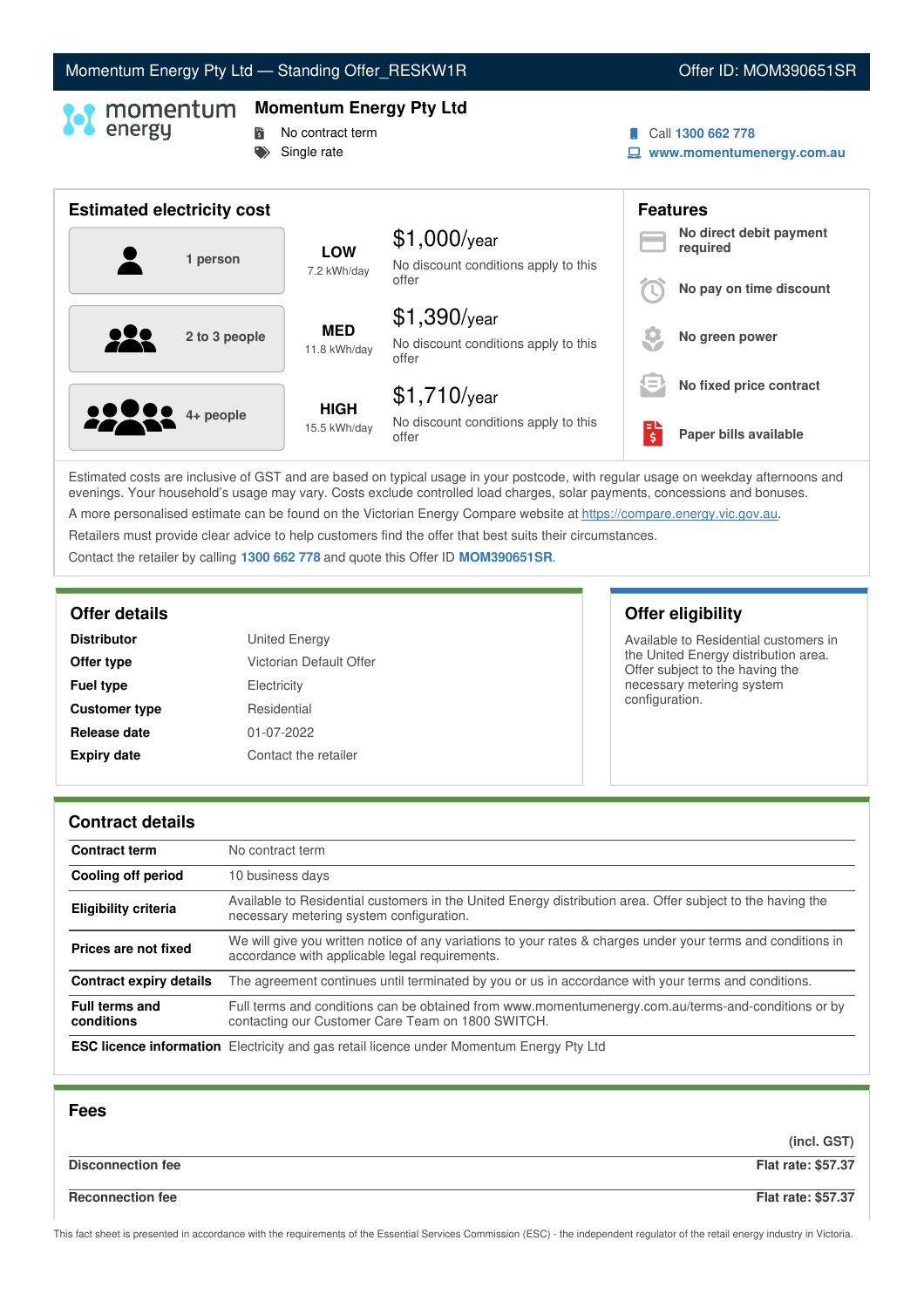Momentum Energy Pty Ltd — Standing Offer_RESKW1R | Offer ID: MOM390651SR

## Momentum Energy Pty Ltd

- No contract term
- Single rate

Call **1300 662 778**
**www.momentumenergy.com.au**

## Estimated electricity cost

| Household | Usage | Cost |
|---|---|---|
| 1 person | **LOW** 7.2 kWh/day | $1,000/year — No discount conditions apply to this offer |
| 2 to 3 people | **MED** 11.8 kWh/day | $1,390/year — No discount conditions apply to this offer |
| 4+ people | **HIGH** 15.5 kWh/day | $1,710/year — No discount conditions apply to this offer |

## Features

- **No direct debit payment required**
- **No pay on time discount**
- **No green power**
- **No fixed price contract**
- **Paper bills available**

Estimated costs are inclusive of GST and are based on typical usage in your postcode, with regular usage on weekday afternoons and evenings. Your household's usage may vary. Costs exclude controlled load charges, solar payments, concessions and bonuses.

A more personalised estimate can be found on the Victorian Energy Compare website at https://compare.energy.vic.gov.au.

Retailers must provide clear advice to help customers find the offer that best suits their circumstances.

Contact the retailer by calling **1300 662 778** and quote this Offer ID **MOM390651SR**.

## Offer details

| | |
|---|---|
| **Distributor** | United Energy |
| **Offer type** | Victorian Default Offer |
| **Fuel type** | Electricity |
| **Customer type** | Residential |
| **Release date** | 01-07-2022 |
| **Expiry date** | Contact the retailer |

## Offer eligibility

Available to Residential customers in the United Energy distribution area. Offer subject to the having the necessary metering system configuration.

## Contract details

| | |
|---|---|
| **Contract term** | No contract term |
| **Cooling off period** | 10 business days |
| **Eligibility criteria** | Available to Residential customers in the United Energy distribution area. Offer subject to the having the necessary metering system configuration. |
| **Prices are not fixed** | We will give you written notice of any variations to your rates & charges under your terms and conditions in accordance with applicable legal requirements. |
| **Contract expiry details** | The agreement continues until terminated by you or us in accordance with your terms and conditions. |
| **Full terms and conditions** | Full terms and conditions can be obtained from www.momentumenergy.com.au/terms-and-conditions or by contacting our Customer Care Team on 1800 SWITCH. |
| **ESC licence information** | Electricity and gas retail licence under Momentum Energy Pty Ltd |

## Fees

| | (incl. GST) |
|---|---|
| **Disconnection fee** | **Flat rate: $57.37** |
| **Reconnection fee** | **Flat rate: $57.37** |

This fact sheet is presented in accordance with the requirements of the Essential Services Commission (ESC) - the independent regulator of the retail energy industry in Victoria.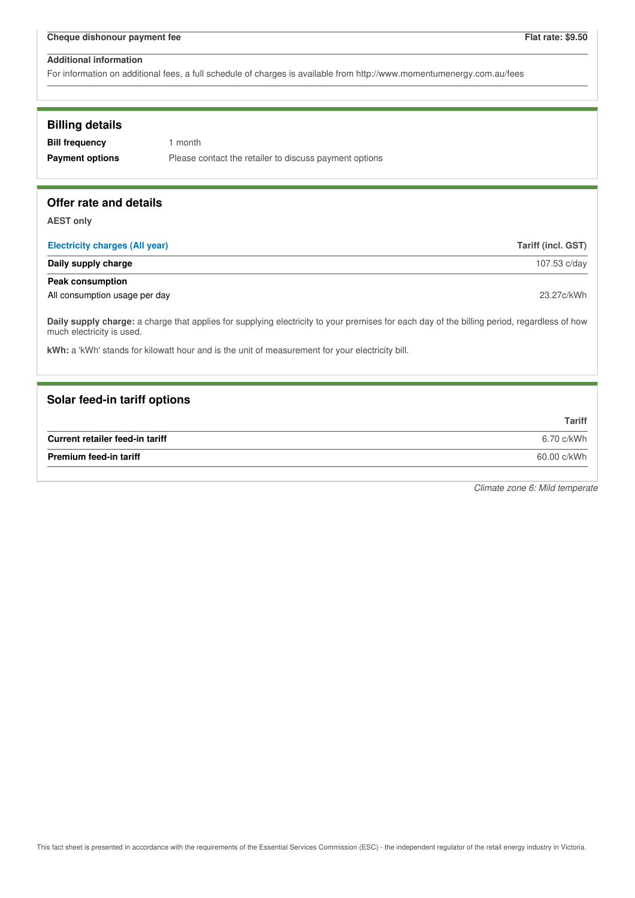| Cheque dishonour payment fee | Flat rate: $9.50 |
|---|---|

**Additional information**

For information on additional fees, a full schedule of charges is available from http://www.momentumenergy.com.au/fees

## Billing details

| | |
|---|---|
| **Bill frequency** | 1 month |
| **Payment options** | Please contact the retailer to discuss payment options |

## Offer rate and details

**AEST only**

| Electricity charges (All year) | Tariff (incl. GST) |
|---|---|
| **Daily supply charge** | 107.53 c/day |
| **Peak consumption** | |
| All consumption usage per day | 23.27c/kWh |

**Daily supply charge:** a charge that applies for supplying electricity to your premises for each day of the billing period, regardless of how much electricity is used.

**kWh:** a 'kWh' stands for kilowatt hour and is the unit of measurement for your electricity bill.

## Solar feed-in tariff options

| | Tariff |
|---|---|
| **Current retailer feed-in tariff** | 6.70 c/kWh |
| **Premium feed-in tariff** | 60.00 c/kWh |

*Climate zone 6: Mild temperate*

This fact sheet is presented in accordance with the requirements of the Essential Services Commission (ESC) - the independent regulator of the retail energy industry in Victoria.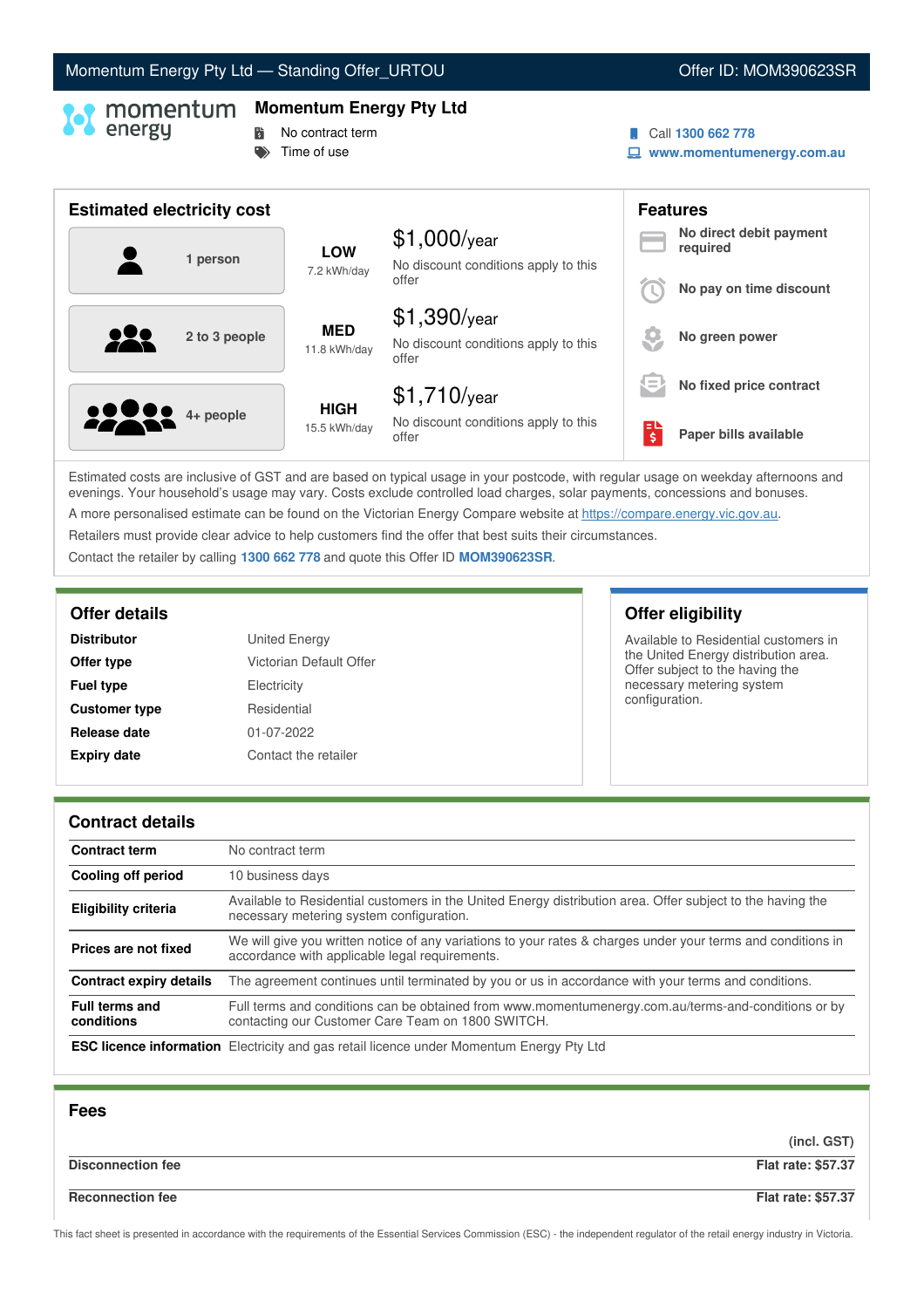# Momentum Energy Pty Ltd — Standing Offer_URTOU

Offer ID: MOM390623SR

## Momentum Energy Pty Ltd

- No contract term
- Time of use

Call **1300 662 778**
**www.momentumenergy.com.au**

## Estimated electricity cost

| Household | Usage | Cost |
|---|---|---|
| 1 person | **LOW** 7.2 kWh/day | $1,000/year — No discount conditions apply to this offer |
| 2 to 3 people | **MED** 11.8 kWh/day | $1,390/year — No discount conditions apply to this offer |
| 4+ people | **HIGH** 15.5 kWh/day | $1,710/year — No discount conditions apply to this offer |

## Features

- **No direct debit payment required**
- **No pay on time discount**
- **No green power**
- **No fixed price contract**
- **Paper bills available**

Estimated costs are inclusive of GST and are based on typical usage in your postcode, with regular usage on weekday afternoons and evenings. Your household's usage may vary. Costs exclude controlled load charges, solar payments, concessions and bonuses.

A more personalised estimate can be found on the Victorian Energy Compare website at https://compare.energy.vic.gov.au.

Retailers must provide clear advice to help customers find the offer that best suits their circumstances.

Contact the retailer by calling **1300 662 778** and quote this Offer ID **MOM390623SR**.

## Offer details

| | |
|---|---|
| **Distributor** | United Energy |
| **Offer type** | Victorian Default Offer |
| **Fuel type** | Electricity |
| **Customer type** | Residential |
| **Release date** | 01-07-2022 |
| **Expiry date** | Contact the retailer |

## Offer eligibility

Available to Residential customers in the United Energy distribution area. Offer subject to the having the necessary metering system configuration.

## Contract details

| | |
|---|---|
| **Contract term** | No contract term |
| **Cooling off period** | 10 business days |
| **Eligibility criteria** | Available to Residential customers in the United Energy distribution area. Offer subject to the having the necessary metering system configuration. |
| **Prices are not fixed** | We will give you written notice of any variations to your rates & charges under your terms and conditions in accordance with applicable legal requirements. |
| **Contract expiry details** | The agreement continues until terminated by you or us in accordance with your terms and conditions. |
| **Full terms and conditions** | Full terms and conditions can be obtained from www.momentumenergy.com.au/terms-and-conditions or by contacting our Customer Care Team on 1800 SWITCH. |
| **ESC licence information** | Electricity and gas retail licence under Momentum Energy Pty Ltd |

## Fees

| | (incl. GST) |
|---|---|
| **Disconnection fee** | **Flat rate: $57.37** |
| **Reconnection fee** | **Flat rate: $57.37** |

This fact sheet is presented in accordance with the requirements of the Essential Services Commission (ESC) - the independent regulator of the retail energy industry in Victoria.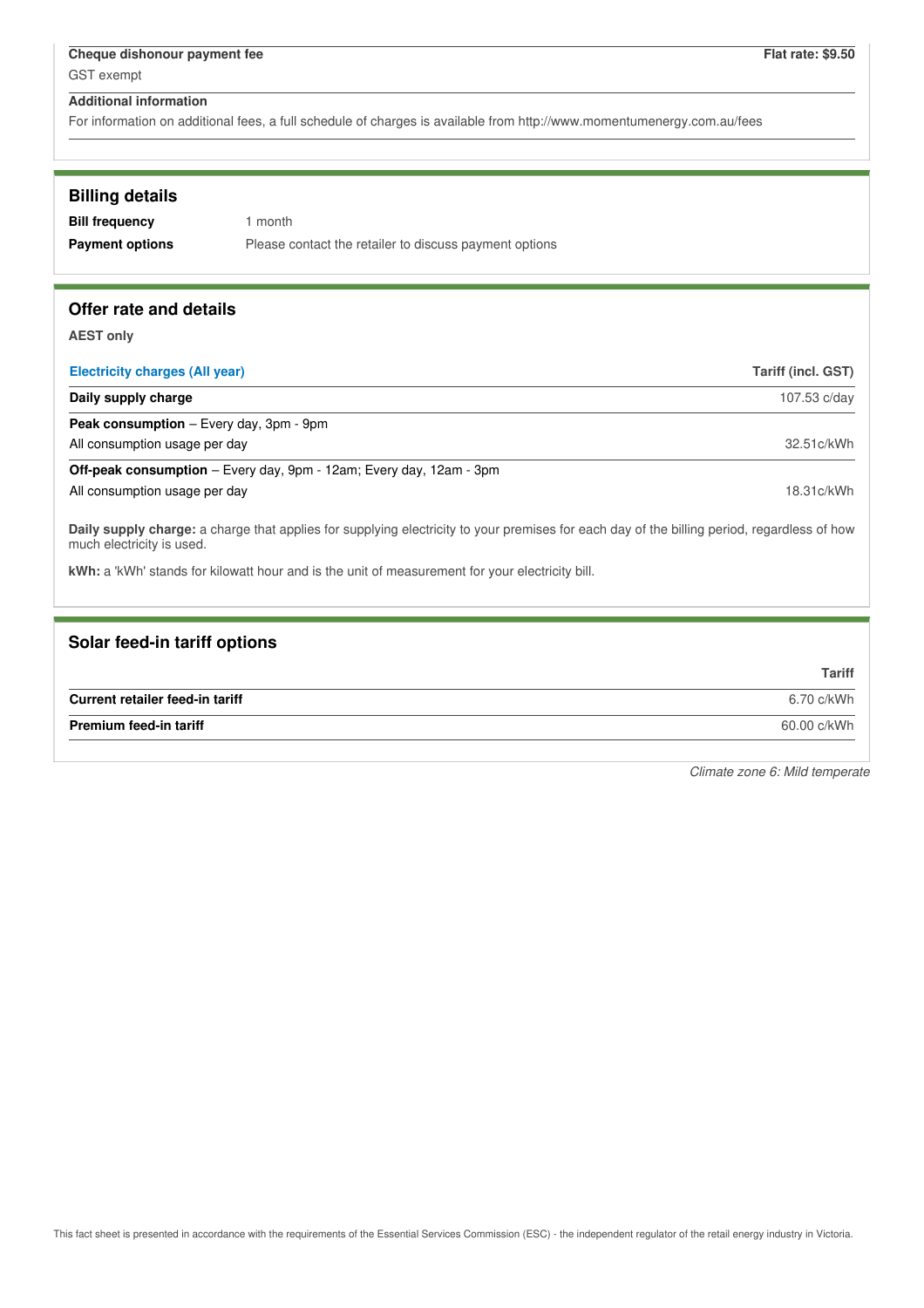| | |
|---|---|
| **Cheque dishonour payment fee**<br>GST exempt | **Flat rate: $9.50** |

**Additional information**

For information on additional fees, a full schedule of charges is available from http://www.momentumenergy.com.au/fees

## Billing details

| | |
|---|---|
| **Bill frequency** | 1 month |
| **Payment options** | Please contact the retailer to discuss payment options |

## Offer rate and details

**AEST only**

| Electricity charges (All year) | Tariff (incl. GST) |
|---|---|
| **Daily supply charge** | 107.53 c/day |
| **Peak consumption** – Every day, 3pm - 9pm<br>All consumption usage per day | 32.51c/kWh |
| **Off-peak consumption** – Every day, 9pm - 12am; Every day, 12am - 3pm<br>All consumption usage per day | 18.31c/kWh |

**Daily supply charge:** a charge that applies for supplying electricity to your premises for each day of the billing period, regardless of how much electricity is used.

**kWh:** a 'kWh' stands for kilowatt hour and is the unit of measurement for your electricity bill.

## Solar feed-in tariff options

| | Tariff |
|---|---|
| **Current retailer feed-in tariff** | 6.70 c/kWh |
| **Premium feed-in tariff** | 60.00 c/kWh |

*Climate zone 6: Mild temperate*

This fact sheet is presented in accordance with the requirements of the Essential Services Commission (ESC) - the independent regulator of the retail energy industry in Victoria.